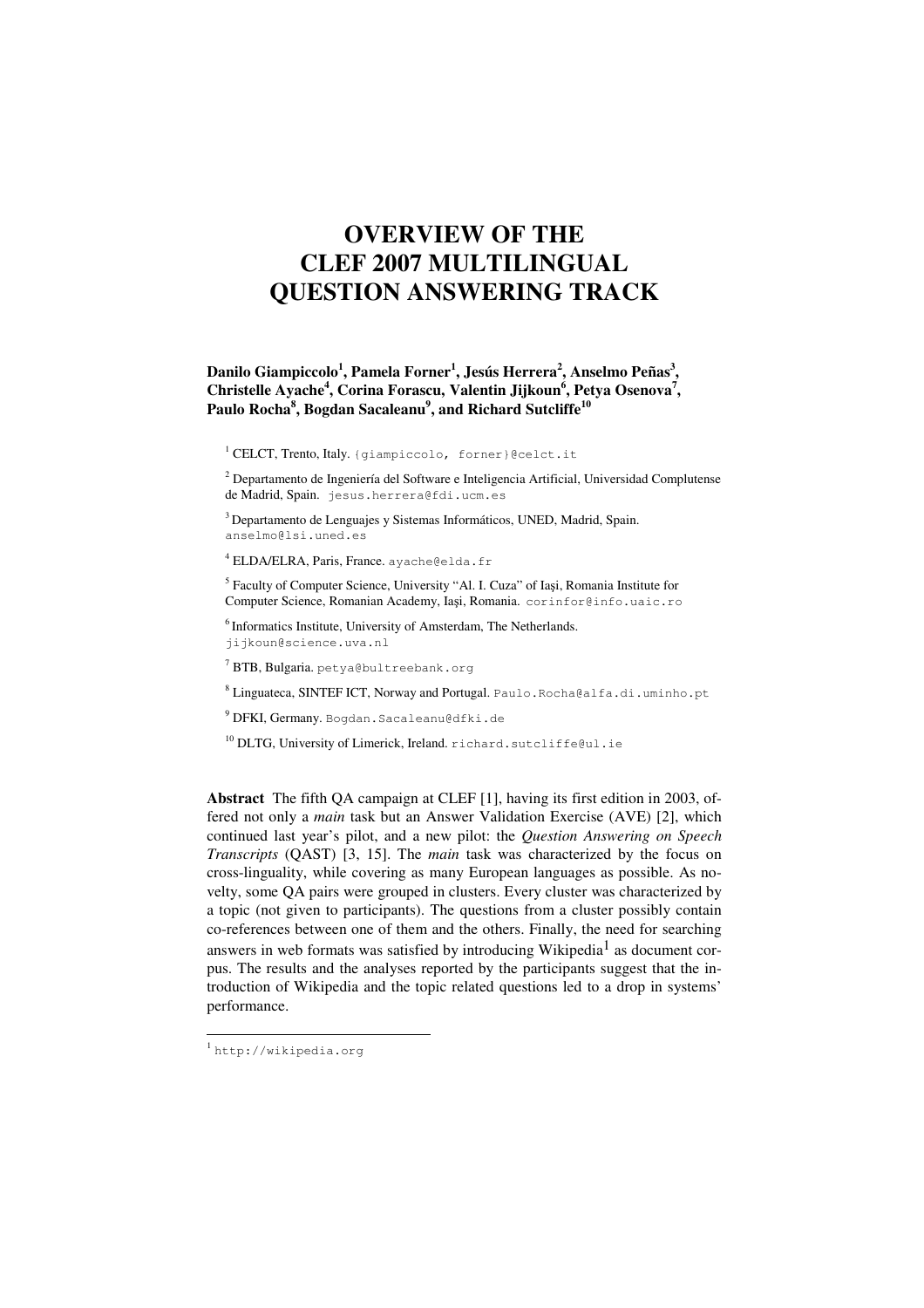# OVERVIEW OF THE CLEF 2007 MULTILINGUAL QUESTION ANSWERING TRACK

**Danilo Giampiccolo[1], Pamela Forner[1], Jesús Herrera[2], Anselmo Peñas[3], Christelle Ayache[4], Corina Forascu, Valentin Jijkoun[6], Petya Osenova[7], Paulo Rocha[8], Bogdan Sacaleanu[9], and Richard Sutcliffe[10]**

[1] CELCT, Trento, Italy. {giampiccolo, forner}@celct.it

[2] Departamento de Ingeniería del Software e Inteligencia Artificial, Universidad Complutense de Madrid, Spain. jesus.herrera@fdi.ucm.es

[3] Departamento de Lenguajes y Sistemas Informáticos, UNED, Madrid, Spain. anselmo@lsi.uned.es

[4] ELDA/ELRA, Paris, France. ayache@elda.fr

[5] Faculty of Computer Science, University "Al. I. Cuza" of Iași, Romania Institute for Computer Science, Romanian Academy, Iaşi, Romania. corinfor@info.uaic.ro

[6] Informatics Institute, University of Amsterdam, The Netherlands. jijkoun@science.uva.nl

[7] BTB, Bulgaria. petya@bultreebank.org

[8] Linguateca, SINTEF ICT, Norway and Portugal. Paulo.Rocha@alfa.di.uminho.pt

[9] DFKI, Germany. Bogdan.Sacaleanu@dfki.de

[10] DLTG, University of Limerick, Ireland. richard.sutcliffe@ul.ie

**Abstract** The fifth QA campaign at CLEF [1], having its first edition in 2003, offered not only a *main* task but an Answer Validation Exercise (AVE) [2], which continued last year's pilot, and a new pilot: the *Question Answering on Speech Transcripts* (QAST) [3, 15]. The *main* task was characterized by the focus on cross-linguality, while covering as many European languages as possible. As novelty, some QA pairs were grouped in clusters. Every cluster was characterized by a topic (not given to participants). The questions from a cluster possibly contain co-references between one of them and the others. Finally, the need for searching answers in web formats was satisfied by introducing Wikipedia[1] as document corpus. The results and the analyses reported by the participants suggest that the introduction of Wikipedia and the topic related questions led to a drop in systems' performance.

---

[1] http://wikipedia.org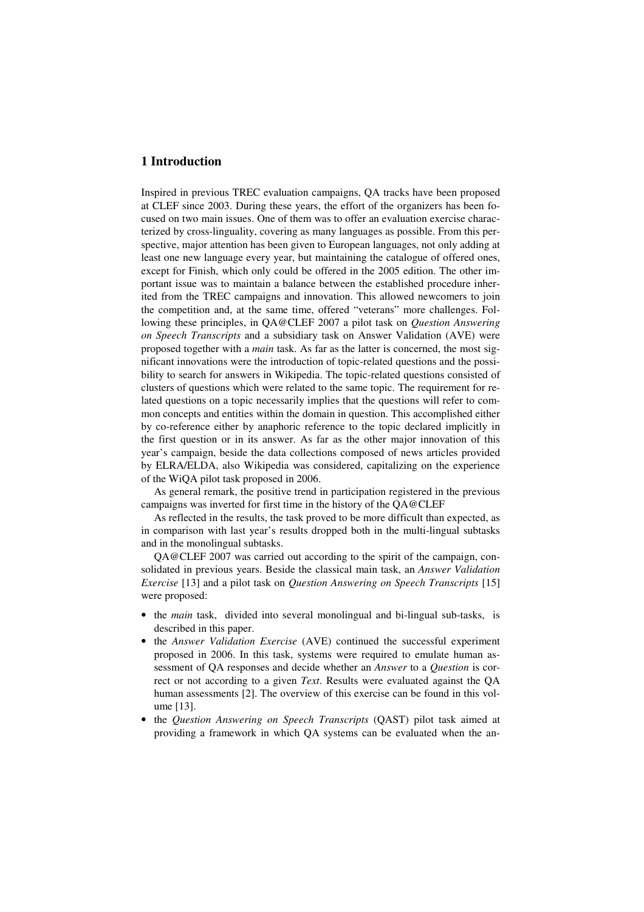## 1 Introduction

Inspired in previous TREC evaluation campaigns, QA tracks have been proposed at CLEF since 2003. During these years, the effort of the organizers has been focused on two main issues. One of them was to offer an evaluation exercise characterized by cross-linguality, covering as many languages as possible. From this perspective, major attention has been given to European languages, not only adding at least one new language every year, but maintaining the catalogue of offered ones, except for Finish, which only could be offered in the 2005 edition. The other important issue was to maintain a balance between the established procedure inherited from the TREC campaigns and innovation. This allowed newcomers to join the competition and, at the same time, offered "veterans" more challenges. Following these principles, in QA@CLEF 2007 a pilot task on *Question Answering on Speech Transcripts* and a subsidiary task on Answer Validation (AVE) were proposed together with a *main* task. As far as the latter is concerned, the most significant innovations were the introduction of topic-related questions and the possibility to search for answers in Wikipedia. The topic-related questions consisted of clusters of questions which were related to the same topic. The requirement for related questions on a topic necessarily implies that the questions will refer to common concepts and entities within the domain in question. This accomplished either by co-reference either by anaphoric reference to the topic declared implicitly in the first question or in its answer. As far as the other major innovation of this year's campaign, beside the data collections composed of news articles provided by ELRA/ELDA, also Wikipedia was considered, capitalizing on the experience of the WiQA pilot task proposed in 2006.

As general remark, the positive trend in participation registered in the previous campaigns was inverted for first time in the history of the QA@CLEF

As reflected in the results, the task proved to be more difficult than expected, as in comparison with last year's results dropped both in the multi-lingual subtasks and in the monolingual subtasks.

QA@CLEF 2007 was carried out according to the spirit of the campaign, consolidated in previous years. Beside the classical main task, an *Answer Validation Exercise* [13] and a pilot task on *Question Answering on Speech Transcripts* [15] were proposed:

- the *main* task, divided into several monolingual and bi-lingual sub-tasks, is described in this paper.
- the *Answer Validation Exercise* (AVE) continued the successful experiment proposed in 2006. In this task, systems were required to emulate human assessment of QA responses and decide whether an *Answer* to a *Question* is correct or not according to a given *Text*. Results were evaluated against the QA human assessments [2]. The overview of this exercise can be found in this volume [13].
- the *Question Answering on Speech Transcripts* (QAST) pilot task aimed at providing a framework in which QA systems can be evaluated when the an-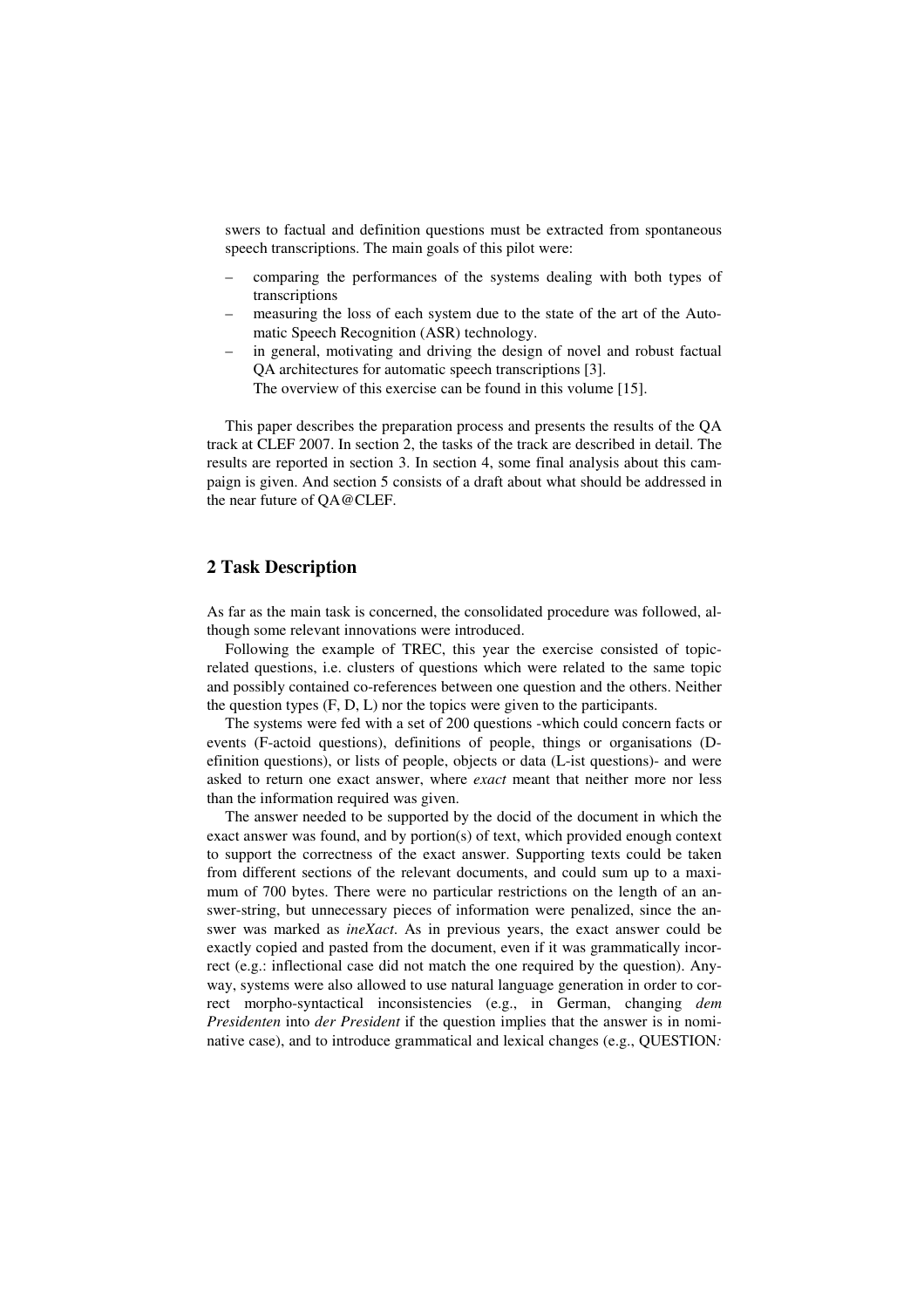swers to factual and definition questions must be extracted from spontaneous speech transcriptions. The main goals of this pilot were:

- comparing the performances of the systems dealing with both types of transcriptions
- measuring the loss of each system due to the state of the art of the Automatic Speech Recognition (ASR) technology.
- in general, motivating and driving the design of novel and robust factual QA architectures for automatic speech transcriptions [3].
  The overview of this exercise can be found in this volume [15].

This paper describes the preparation process and presents the results of the QA track at CLEF 2007. In section 2, the tasks of the track are described in detail. The results are reported in section 3. In section 4, some final analysis about this campaign is given. And section 5 consists of a draft about what should be addressed in the near future of QA@CLEF.

## 2 Task Description

As far as the main task is concerned, the consolidated procedure was followed, although some relevant innovations were introduced.

Following the example of TREC, this year the exercise consisted of topic-related questions, i.e. clusters of questions which were related to the same topic and possibly contained co-references between one question and the others. Neither the question types (F, D, L) nor the topics were given to the participants.

The systems were fed with a set of 200 questions -which could concern facts or events (F-actoid questions), definitions of people, things or organisations (D-efinition questions), or lists of people, objects or data (L-ist questions)- and were asked to return one exact answer, where *exact* meant that neither more nor less than the information required was given.

The answer needed to be supported by the docid of the document in which the exact answer was found, and by portion(s) of text, which provided enough context to support the correctness of the exact answer. Supporting texts could be taken from different sections of the relevant documents, and could sum up to a maximum of 700 bytes. There were no particular restrictions on the length of an answer-string, but unnecessary pieces of information were penalized, since the answer was marked as *ineXact*. As in previous years, the exact answer could be exactly copied and pasted from the document, even if it was grammatically incorrect (e.g.: inflectional case did not match the one required by the question). Anyway, systems were also allowed to use natural language generation in order to correct morpho-syntactical inconsistencies (e.g., in German, changing *dem Presidenten* into *der President* if the question implies that the answer is in nominative case), and to introduce grammatical and lexical changes (e.g., QUESTION*:*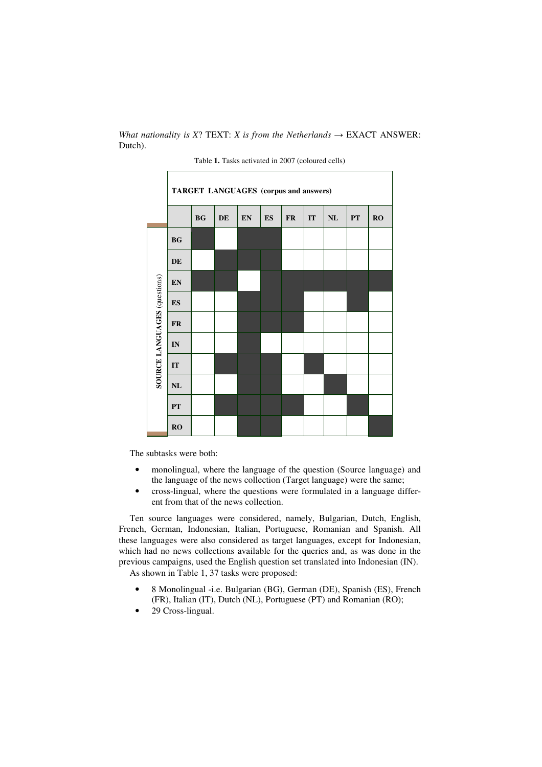*What nationality is X*? TEXT: *X is from the Netherlands* → EXACT ANSWER: Dutch).

Table **1.** Tasks activated in 2007 (coloured cells)

| SOURCE LANGUAGES (questions) \ TARGET LANGUAGES (corpus and answers) | BG | DE | EN | ES | FR | IT | NL | PT | RO |
|---|---|---|---|---|---|---|---|---|---|
| **BG** | ■ | | ■ | ■ | | | | | |
| **DE** | | ■ | ■ | ■ | | | | | |
| **EN** | ■ | ■ | | ■ | ■ | ■ | ■ | ■ | ■ |
| **ES** | | | ■ | ■ | ■ | | | ■ | |
| **FR** | | | ■ | ■ | ■ | | | | |
| **IN** | | | ■ | | | | | | |
| **IT** | | ■ | ■ | ■ | | ■ | | | |
| **NL** | | | ■ | ■ | | | ■ | | |
| **PT** | | ■ | ■ | ■ | ■ | | | ■ | |
| **RO** | | | ■ | ■ | | | | | ■ |

The subtasks were both:

- monolingual, where the language of the question (Source language) and the language of the news collection (Target language) were the same;
- cross-lingual, where the questions were formulated in a language different from that of the news collection.

Ten source languages were considered, namely, Bulgarian, Dutch, English, French, German, Indonesian, Italian, Portuguese, Romanian and Spanish. All these languages were also considered as target languages, except for Indonesian, which had no news collections available for the queries and, as was done in the previous campaigns, used the English question set translated into Indonesian (IN).

As shown in Table 1, 37 tasks were proposed:

- 8 Monolingual -i.e. Bulgarian (BG), German (DE), Spanish (ES), French (FR), Italian (IT), Dutch (NL), Portuguese (PT) and Romanian (RO);
- 29 Cross-lingual.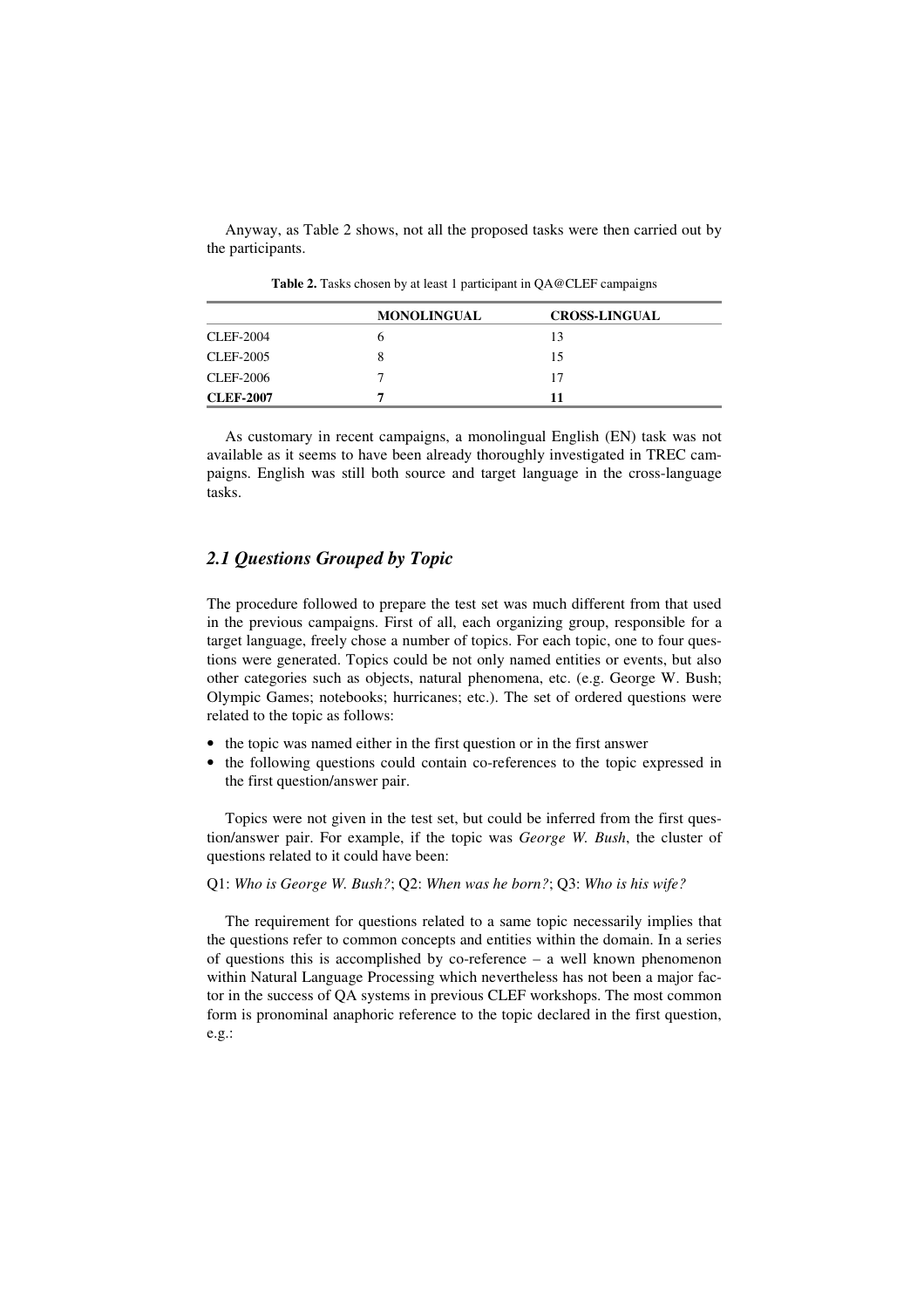Anyway, as Table 2 shows, not all the proposed tasks were then carried out by the participants.

**Table 2.** Tasks chosen by at least 1 participant in QA@CLEF campaigns

| | MONOLINGUAL | CROSS-LINGUAL |
|---|---|---|
| CLEF-2004 | 6 | 13 |
| CLEF-2005 | 8 | 15 |
| CLEF-2006 | 7 | 17 |
| **CLEF-2007** | **7** | **11** |

As customary in recent campaigns, a monolingual English (EN) task was not available as it seems to have been already thoroughly investigated in TREC campaigns. English was still both source and target language in the cross-language tasks.

## *2.1 Questions Grouped by Topic*

The procedure followed to prepare the test set was much different from that used in the previous campaigns. First of all, each organizing group, responsible for a target language, freely chose a number of topics. For each topic, one to four questions were generated. Topics could be not only named entities or events, but also other categories such as objects, natural phenomena, etc. (e.g. George W. Bush; Olympic Games; notebooks; hurricanes; etc.). The set of ordered questions were related to the topic as follows:

- the topic was named either in the first question or in the first answer
- the following questions could contain co-references to the topic expressed in the first question/answer pair.

Topics were not given in the test set, but could be inferred from the first question/answer pair. For example, if the topic was *George W. Bush*, the cluster of questions related to it could have been:

Q1: *Who is George W. Bush?*; Q2: *When was he born?*; Q3: *Who is his wife?*

The requirement for questions related to a same topic necessarily implies that the questions refer to common concepts and entities within the domain. In a series of questions this is accomplished by co-reference – a well known phenomenon within Natural Language Processing which nevertheless has not been a major factor in the success of QA systems in previous CLEF workshops. The most common form is pronominal anaphoric reference to the topic declared in the first question, e.g.: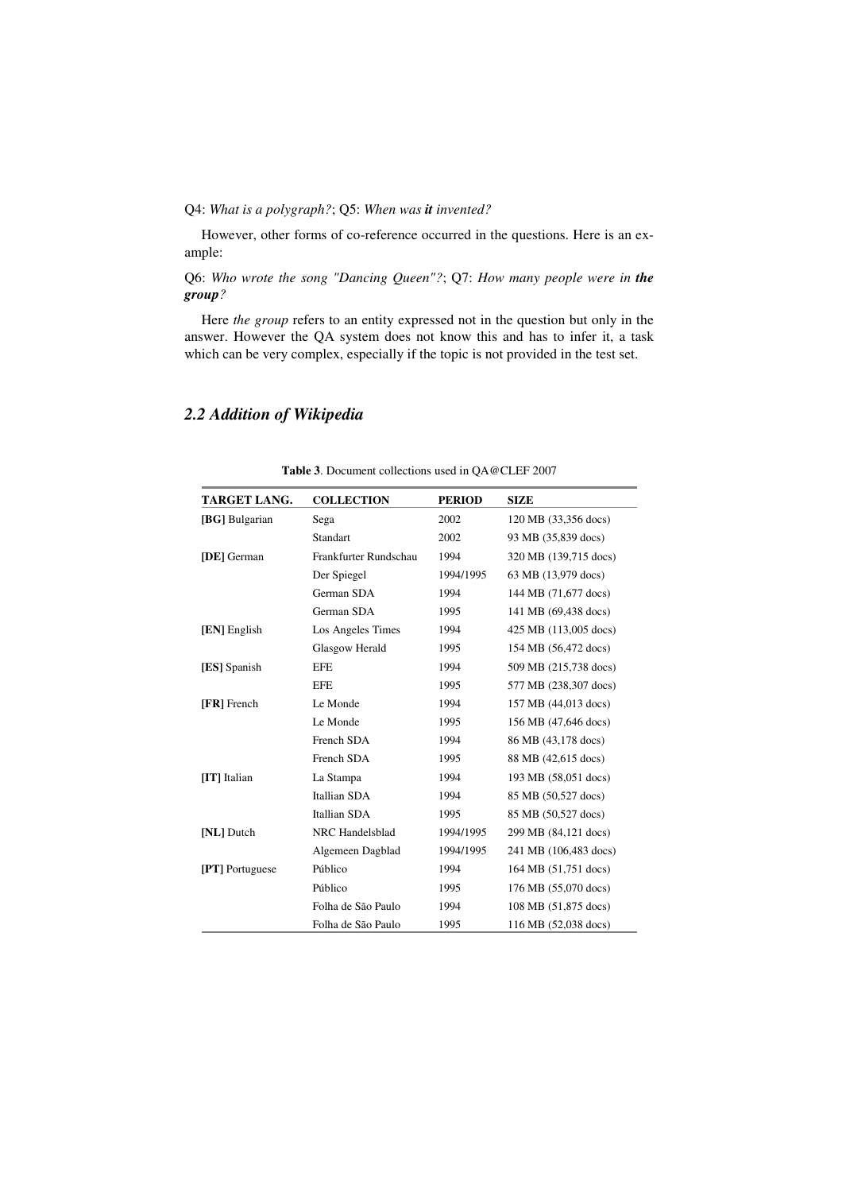Q4: *What is a polygraph?*; Q5: *When was **it** invented?*

However, other forms of co-reference occurred in the questions. Here is an example:

Q6: *Who wrote the song "Dancing Queen"?*; Q7: *How many people were in **the group**?*

Here *the group* refers to an entity expressed not in the question but only in the answer. However the QA system does not know this and has to infer it, a task which can be very complex, especially if the topic is not provided in the test set.

## *2.2 Addition of Wikipedia*

**Table 3**. Document collections used in QA@CLEF 2007

| TARGET LANG. | COLLECTION | PERIOD | SIZE |
|---|---|---|---|
| **[BG]** Bulgarian | Sega | 2002 | 120 MB (33,356 docs) |
| | Standart | 2002 | 93 MB (35,839 docs) |
| **[DE]** German | Frankfurter Rundschau | 1994 | 320 MB (139,715 docs) |
| | Der Spiegel | 1994/1995 | 63 MB (13,979 docs) |
| | German SDA | 1994 | 144 MB (71,677 docs) |
| | German SDA | 1995 | 141 MB (69,438 docs) |
| **[EN]** English | Los Angeles Times | 1994 | 425 MB (113,005 docs) |
| | Glasgow Herald | 1995 | 154 MB (56,472 docs) |
| **[ES]** Spanish | EFE | 1994 | 509 MB (215,738 docs) |
| | EFE | 1995 | 577 MB (238,307 docs) |
| **[FR]** French | Le Monde | 1994 | 157 MB (44,013 docs) |
| | Le Monde | 1995 | 156 MB (47,646 docs) |
| | French SDA | 1994 | 86 MB (43,178 docs) |
| | French SDA | 1995 | 88 MB (42,615 docs) |
| **[IT]** Italian | La Stampa | 1994 | 193 MB (58,051 docs) |
| | Itallian SDA | 1994 | 85 MB (50,527 docs) |
| | Itallian SDA | 1995 | 85 MB (50,527 docs) |
| **[NL]** Dutch | NRC Handelsblad | 1994/1995 | 299 MB (84,121 docs) |
| | Algemeen Dagblad | 1994/1995 | 241 MB (106,483 docs) |
| **[PT]** Portuguese | Público | 1994 | 164 MB (51,751 docs) |
| | Público | 1995 | 176 MB (55,070 docs) |
| | Folha de São Paulo | 1994 | 108 MB (51,875 docs) |
| | Folha de São Paulo | 1995 | 116 MB (52,038 docs) |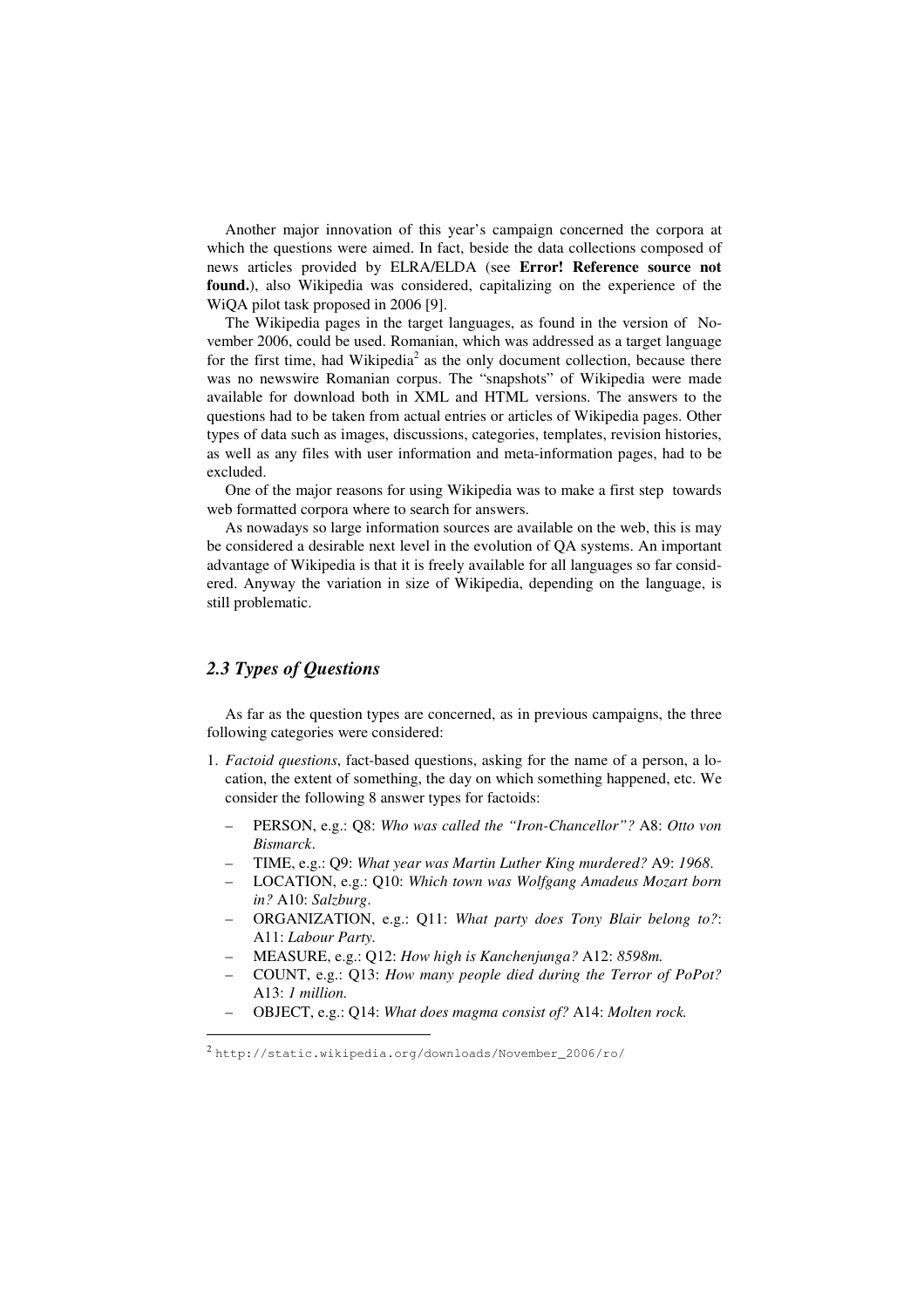Another major innovation of this year's campaign concerned the corpora at which the questions were aimed. In fact, beside the data collections composed of news articles provided by ELRA/ELDA (see **Error! Reference source not found.**), also Wikipedia was considered, capitalizing on the experience of the WiQA pilot task proposed in 2006 [9].

The Wikipedia pages in the target languages, as found in the version of November 2006, could be used. Romanian, which was addressed as a target language for the first time, had Wikipedia[2] as the only document collection, because there was no newswire Romanian corpus. The "snapshots" of Wikipedia were made available for download both in XML and HTML versions. The answers to the questions had to be taken from actual entries or articles of Wikipedia pages. Other types of data such as images, discussions, categories, templates, revision histories, as well as any files with user information and meta-information pages, had to be excluded.

One of the major reasons for using Wikipedia was to make a first step towards web formatted corpora where to search for answers.

As nowadays so large information sources are available on the web, this is may be considered a desirable next level in the evolution of QA systems. An important advantage of Wikipedia is that it is freely available for all languages so far considered. Anyway the variation in size of Wikipedia, depending on the language, is still problematic.

### *2.3 Types of Questions*

As far as the question types are concerned, as in previous campaigns, the three following categories were considered:

1. *Factoid questions*, fact-based questions, asking for the name of a person, a location, the extent of something, the day on which something happened, etc. We consider the following 8 answer types for factoids:
   - PERSON, e.g.: Q8: *Who was called the "Iron-Chancellor"?* A8: *Otto von Bismarck*.
   - TIME, e.g.: Q9: *What year was Martin Luther King murdered?* A9: *1968*.
   - LOCATION, e.g.: Q10: *Which town was Wolfgang Amadeus Mozart born in?* A10: *Salzburg*.
   - ORGANIZATION, e.g.: Q11: *What party does Tony Blair belong to?*: A11: *Labour Party.*
   - MEASURE, e.g.: Q12: *How high is Kanchenjunga?* A12: *8598m.*
   - COUNT, e.g.: Q13: *How many people died during the Terror of PoPot?* A13: *1 million.*
   - OBJECT, e.g.: Q14: *What does magma consist of?* A14: *Molten rock.*

[2] `http://static.wikipedia.org/downloads/November_2006/ro/`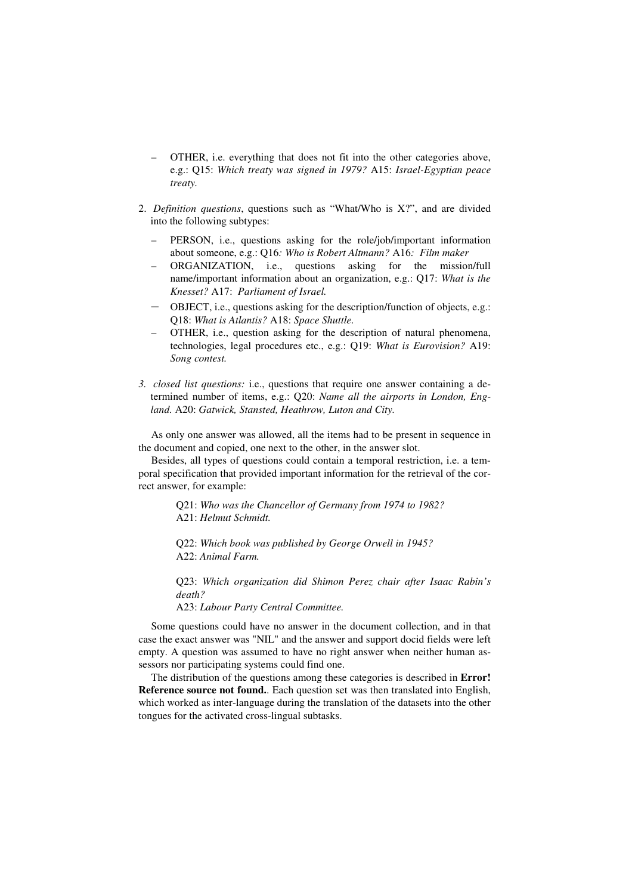- OTHER, i.e. everything that does not fit into the other categories above, e.g.: Q15: *Which treaty was signed in 1979?* A15: *Israel-Egyptian peace treaty.*

2. *Definition questions*, questions such as “What/Who is X?”, and are divided into the following subtypes:

   - PERSON, i.e., questions asking for the role/job/important information about someone, e.g.: Q16*: Who is Robert Altmann?* A16*: Film maker*
   - ORGANIZATION, i.e., questions asking for the mission/full name/important information about an organization, e.g.: Q17: *What is the Knesset?* A17: *Parliament of Israel.*
   - OBJECT, i.e., questions asking for the description/function of objects, e.g.: Q18: *What is Atlantis?* A18: *Space Shuttle.*
   - OTHER, i.e., question asking for the description of natural phenomena, technologies, legal procedures etc., e.g.: Q19: *What is Eurovision?* A19: *Song contest.*

3. *closed list questions:* i.e., questions that require one answer containing a determined number of items, e.g.: Q20: *Name all the airports in London, England.* A20: *Gatwick, Stansted, Heathrow, Luton and City.*

As only one answer was allowed, all the items had to be present in sequence in the document and copied, one next to the other, in the answer slot.

Besides, all types of questions could contain a temporal restriction, i.e. a temporal specification that provided important information for the retrieval of the correct answer, for example:

> Q21: *Who was the Chancellor of Germany from 1974 to 1982?*
> A21: *Helmut Schmidt.*
>
> Q22: *Which book was published by George Orwell in 1945?*
> A22: *Animal Farm.*
>
> Q23: *Which organization did Shimon Perez chair after Isaac Rabin's death?*
> A23: *Labour Party Central Committee.*

Some questions could have no answer in the document collection, and in that case the exact answer was "NIL" and the answer and support docid fields were left empty. A question was assumed to have no right answer when neither human assessors nor participating systems could find one.

The distribution of the questions among these categories is described in **Error! Reference source not found.**. Each question set was then translated into English, which worked as inter-language during the translation of the datasets into the other tongues for the activated cross-lingual subtasks.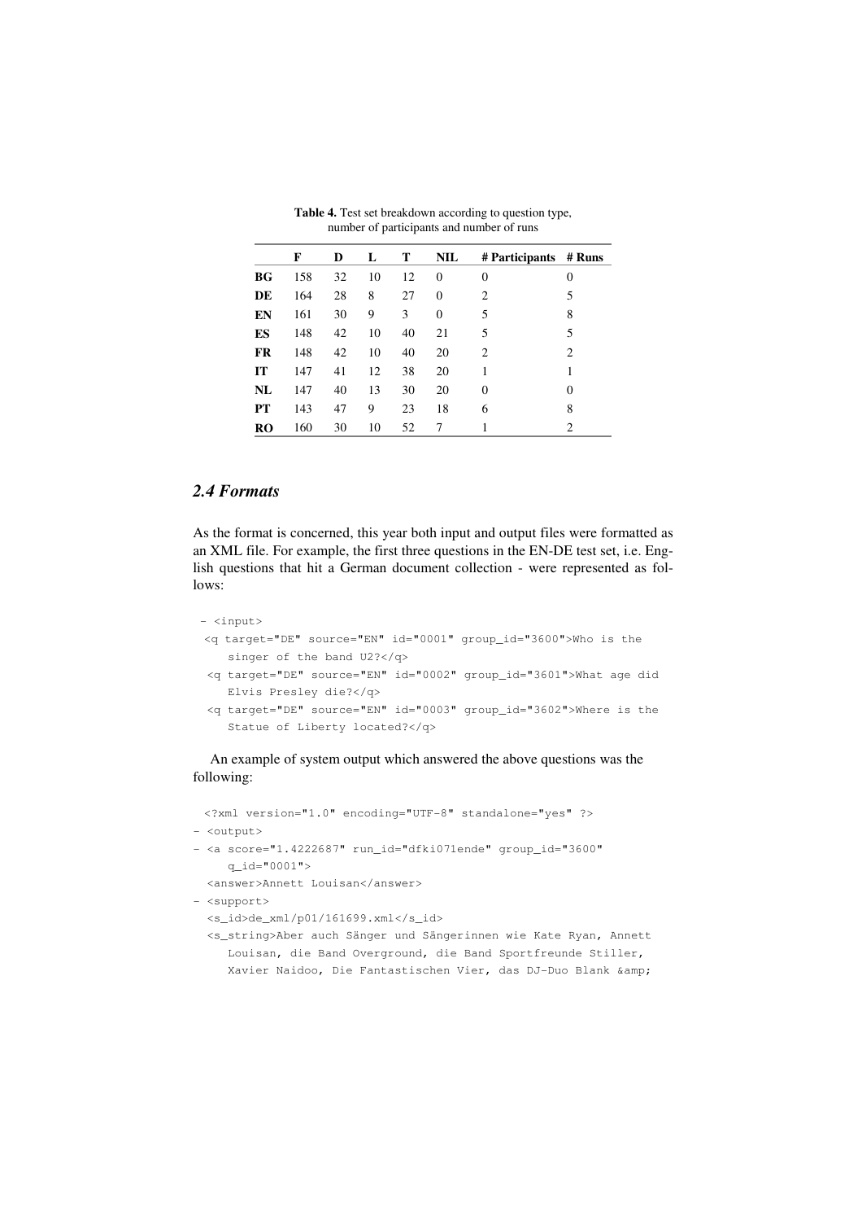**Table 4.** Test set breakdown according to question type, number of participants and number of runs

| | F | D | L | T | NIL | # Participants | # Runs |
|---|---|---|---|---|---|---|---|
| **BG** | 158 | 32 | 10 | 12 | 0 | 0 | 0 |
| **DE** | 164 | 28 | 8 | 27 | 0 | 2 | 5 |
| **EN** | 161 | 30 | 9 | 3 | 0 | 5 | 8 |
| **ES** | 148 | 42 | 10 | 40 | 21 | 5 | 5 |
| **FR** | 148 | 42 | 10 | 40 | 20 | 2 | 2 |
| **IT** | 147 | 41 | 12 | 38 | 20 | 1 | 1 |
| **NL** | 147 | 40 | 13 | 30 | 20 | 0 | 0 |
| **PT** | 143 | 47 | 9 | 23 | 18 | 6 | 8 |
| **RO** | 160 | 30 | 10 | 52 | 7 | 1 | 2 |

## *2.4 Formats*

As the format is concerned, this year both input and output files were formatted as an XML file. For example, the first three questions in the EN-DE test set, i.e. English questions that hit a German document collection - were represented as follows:

```
- <input>
 <q target="DE" source="EN" id="0001" group_id="3600">Who is the
    singer of the band U2?</q>
 <q target="DE" source="EN" id="0002" group_id="3601">What age did
    Elvis Presley die?</q>
 <q target="DE" source="EN" id="0003" group_id="3602">Where is the
    Statue of Liberty located?</q>
```

An example of system output which answered the above questions was the following:

```
 <?xml version="1.0" encoding="UTF-8" standalone="yes" ?>
- <output>
- <a score="1.4222687" run_id="dfki071ende" group_id="3600"
    q_id="0001">
  <answer>Annett Louisan</answer>
- <support>
  <s_id>de_xml/p01/161699.xml</s_id>
  <s_string>Aber auch Sänger und Sängerinnen wie Kate Ryan, Annett
    Louisan, die Band Overground, die Band Sportfreunde Stiller,
    Xavier Naidoo, Die Fantastischen Vier, das DJ-Duo Blank &amp;
```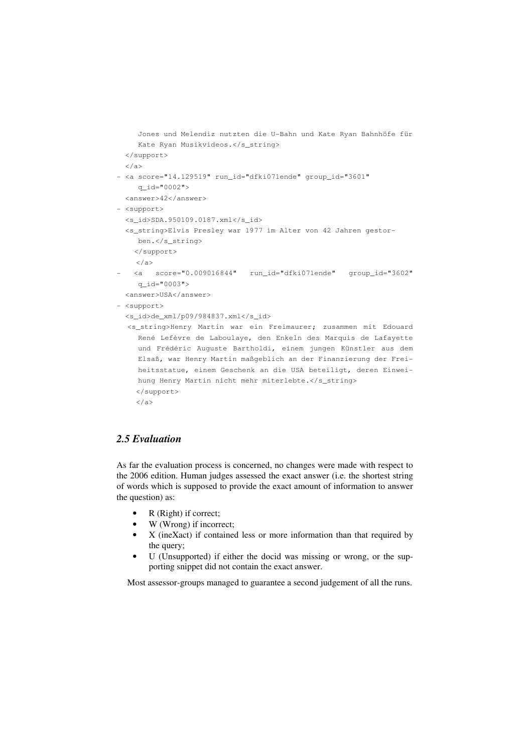```
    Jones und Melendiz nutzten die U-Bahn und Kate Ryan Bahnhöfe für
    Kate Ryan Musikvideos.</s_string>
  </support>
  </a>
- <a score="14.129519" run_id="dfki071ende" group_id="3601"
    q_id="0002">
  <answer>42</answer>
- <support>
  <s_id>SDA.950109.0187.xml</s_id>
  <s_string>Elvis Presley war 1977 im Alter von 42 Jahren gestor-
    ben.</s_string>
   </support>
   </a>
-  <a  score="0.009016844"  run_id="dfki071ende"  group_id="3602"
    q_id="0003">
  <answer>USA</answer>
- <support>
  <s_id>de_xml/p09/984837.xml</s_id>
  <s_string>Henry Martin war ein Freimaurer; zusammen mit Edouard
    René Lefèvre de Laboulaye, den Enkeln des Marquis de Lafayette
    und Frédéric Auguste Bartholdi, einem jungen Künstler aus dem
    Elsaß, war Henry Martin maßgeblich an der Finanzierung der Frei-
    heitsstatue, einem Geschenk an die USA beteiligt, deren Einwei-
    hung Henry Martin nicht mehr miterlebte.</s_string>
   </support>
   </a>
```

### *2.5 Evaluation*

As far the evaluation process is concerned, no changes were made with respect to the 2006 edition. Human judges assessed the exact answer (i.e. the shortest string of words which is supposed to provide the exact amount of information to answer the question) as:

- R (Right) if correct;
- W (Wrong) if incorrect;
- X (ineXact) if contained less or more information than that required by the query;
- U (Unsupported) if either the docid was missing or wrong, or the supporting snippet did not contain the exact answer.

Most assessor-groups managed to guarantee a second judgement of all the runs.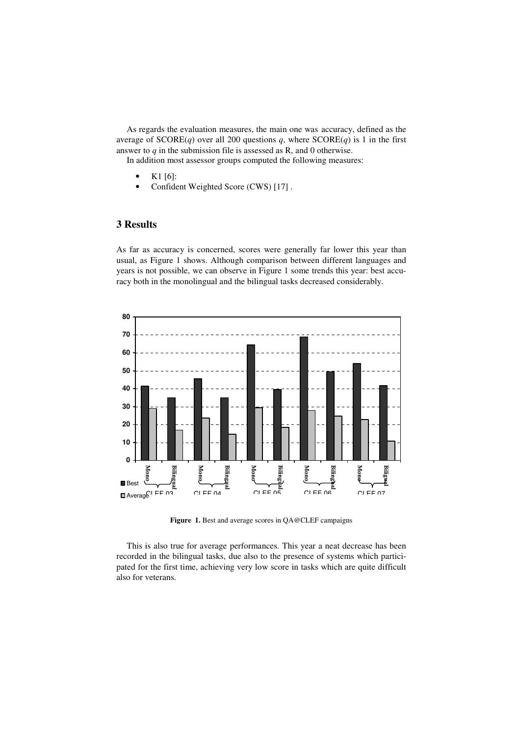As regards the evaluation measures, the main one was accuracy, defined as the average of SCORE($q$) over all 200 questions $q$, where SCORE($q$) is 1 in the first answer to $q$ in the submission file is assessed as R, and 0 otherwise.

In addition most assessor groups computed the following measures:

- K1 [6]:
- Confident Weighted Score (CWS) [17] .

## 3 Results

As far as accuracy is concerned, scores were generally far lower this year than usual, as Figure 1 shows. Although comparison between different languages and years is not possible, we can observe in Figure 1 some trends this year: best accuracy both in the monolingual and the bilingual tasks decreased considerably.

**Figure 1.** Best and average scores in QA@CLEF campaigns

This is also true for average performances. This year a neat decrease has been recorded in the bilingual tasks, due also to the presence of systems which participated for the first time, achieving very low score in tasks which are quite difficult also for veterans.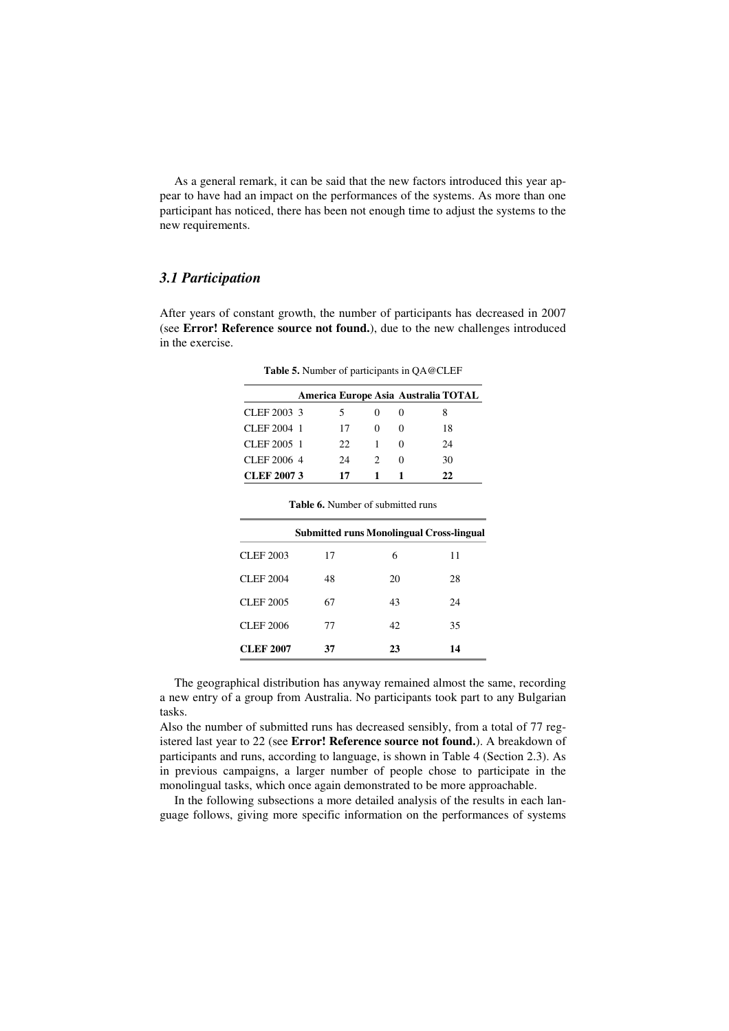As a general remark, it can be said that the new factors introduced this year appear to have had an impact on the performances of the systems. As more than one participant has noticed, there has been not enough time to adjust the systems to the new requirements.

### *3.1 Participation*

After years of constant growth, the number of participants has decreased in 2007 (see **Error! Reference source not found.**), due to the new challenges introduced in the exercise.

**Table 5.** Number of participants in QA@CLEF

| | America | Europe | Asia | Australia | TOTAL |
|---|---|---|---|---|---|
| CLEF 2003 | 3 | 5 | 0 | 0 | 8 |
| CLEF 2004 | 1 | 17 | 0 | 0 | 18 |
| CLEF 2005 | 1 | 22 | 1 | 0 | 24 |
| CLEF 2006 | 4 | 24 | 2 | 0 | 30 |
| **CLEF 2007** | **3** | **17** | **1** | **1** | **22** |

**Table 6.** Number of submitted runs

| | Submitted runs | Monolingual | Cross-lingual |
|---|---|---|---|
| CLEF 2003 | 17 | 6 | 11 |
| CLEF 2004 | 48 | 20 | 28 |
| CLEF 2005 | 67 | 43 | 24 |
| CLEF 2006 | 77 | 42 | 35 |
| **CLEF 2007** | **37** | **23** | **14** |

The geographical distribution has anyway remained almost the same, recording a new entry of a group from Australia. No participants took part to any Bulgarian tasks.

Also the number of submitted runs has decreased sensibly, from a total of 77 registered last year to 22 (see **Error! Reference source not found.**). A breakdown of participants and runs, according to language, is shown in Table 4 (Section 2.3). As in previous campaigns, a larger number of people chose to participate in the monolingual tasks, which once again demonstrated to be more approachable.

In the following subsections a more detailed analysis of the results in each language follows, giving more specific information on the performances of systems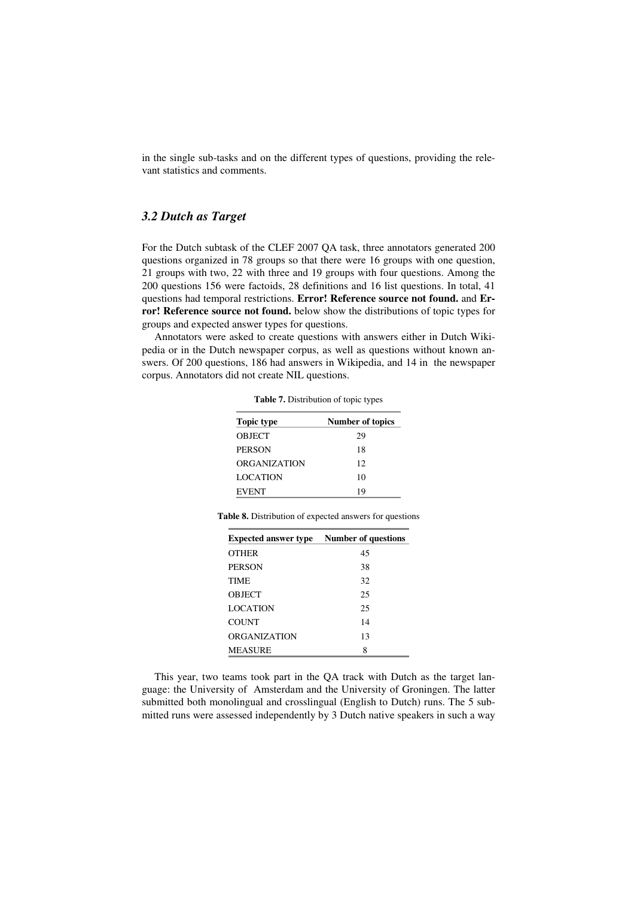in the single sub-tasks and on the different types of questions, providing the relevant statistics and comments.

### *3.2 Dutch as Target*

For the Dutch subtask of the CLEF 2007 QA task, three annotators generated 200 questions organized in 78 groups so that there were 16 groups with one question, 21 groups with two, 22 with three and 19 groups with four questions. Among the 200 questions 156 were factoids, 28 definitions and 16 list questions. In total, 41 questions had temporal restrictions. **Error! Reference source not found.** and **Error! Reference source not found.** below show the distributions of topic types for groups and expected answer types for questions.

Annotators were asked to create questions with answers either in Dutch Wikipedia or in the Dutch newspaper corpus, as well as questions without known answers. Of 200 questions, 186 had answers in Wikipedia, and 14 in the newspaper corpus. Annotators did not create NIL questions.

**Table 7.** Distribution of topic types

| Topic type | Number of topics |
|---|---|
| OBJECT | 29 |
| PERSON | 18 |
| ORGANIZATION | 12 |
| LOCATION | 10 |
| EVENT | 19 |

**Table 8.** Distribution of expected answers for questions

| Expected answer type | Number of questions |
|---|---|
| OTHER | 45 |
| PERSON | 38 |
| TIME | 32 |
| OBJECT | 25 |
| LOCATION | 25 |
| COUNT | 14 |
| ORGANIZATION | 13 |
| MEASURE | 8 |

This year, two teams took part in the QA track with Dutch as the target language: the University of Amsterdam and the University of Groningen. The latter submitted both monolingual and crosslingual (English to Dutch) runs. The 5 submitted runs were assessed independently by 3 Dutch native speakers in such a way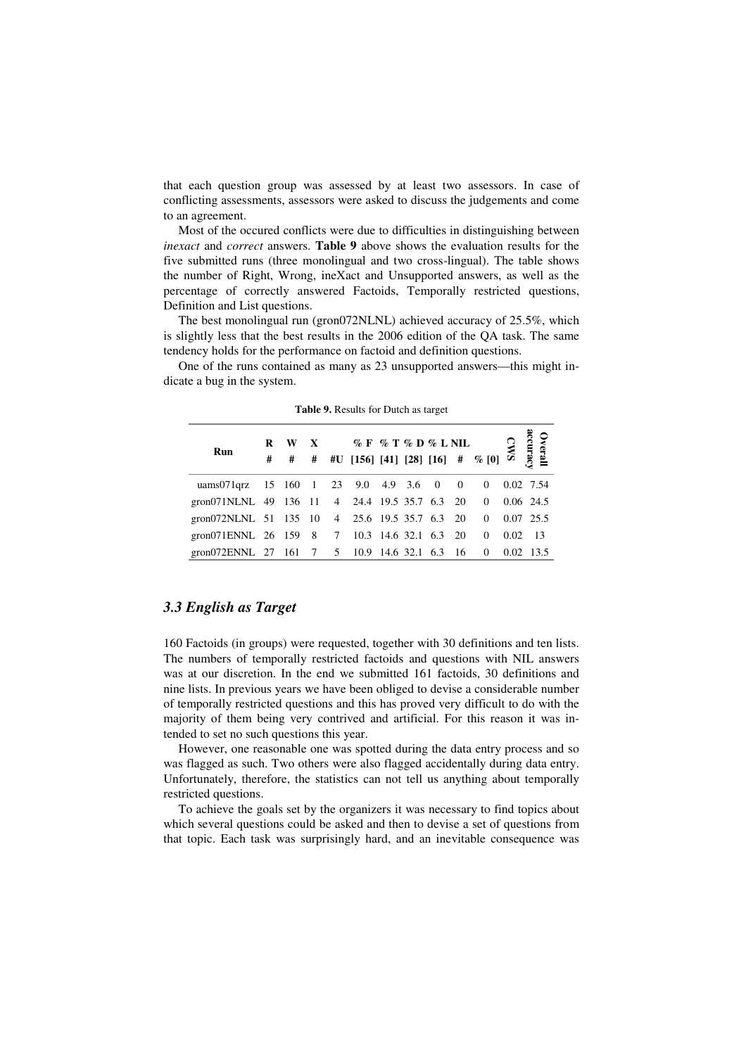that each question group was assessed by at least two assessors. In case of conflicting assessments, assessors were asked to discuss the judgements and come to an agreement.

Most of the occured conflicts were due to difficulties in distinguishing between *inexact* and *correct* answers. **Table 9** above shows the evaluation results for the five submitted runs (three monolingual and two cross-lingual). The table shows the number of Right, Wrong, ineXact and Unsupported answers, as well as the percentage of correctly answered Factoids, Temporally restricted questions, Definition and List questions.

The best monolingual run (gron072NLNL) achieved accuracy of 25.5%, which is slightly less that the best results in the 2006 edition of the QA task. The same tendency holds for the performance on factoid and definition questions.

One of the runs contained as many as 23 unsupported answers—this might indicate a bug in the system.

**Table 9.** Results for Dutch as target

| Run | R # | W # | X # | #U | % F [156] | % T [41] | % D [28] | % L [16] | NIL # | % [0] | CWS | Overall accuracy |
|---|---|---|---|---|---|---|---|---|---|---|---|---|
| uams071qrz | 15 | 160 | 1 | 23 | 9.0 | 4.9 | 3.6 | 0 | 0 | 0 | 0.02 | 7.54 |
| gron071NLNL | 49 | 136 | 11 | 4 | 24.4 | 19.5 | 35.7 | 6.3 | 20 | 0 | 0.06 | 24.5 |
| gron072NLNL | 51 | 135 | 10 | 4 | 25.6 | 19.5 | 35.7 | 6.3 | 20 | 0 | 0.07 | 25.5 |
| gron071ENNL | 26 | 159 | 8 | 7 | 10.3 | 14.6 | 32.1 | 6.3 | 20 | 0 | 0.02 | 13 |
| gron072ENNL | 27 | 161 | 7 | 5 | 10.9 | 14.6 | 32.1 | 6.3 | 16 | 0 | 0.02 | 13.5 |

### *3.3 English as Target*

160 Factoids (in groups) were requested, together with 30 definitions and ten lists. The numbers of temporally restricted factoids and questions with NIL answers was at our discretion. In the end we submitted 161 factoids, 30 definitions and nine lists. In previous years we have been obliged to devise a considerable number of temporally restricted questions and this has proved very difficult to do with the majority of them being very contrived and artificial. For this reason it was intended to set no such questions this year.

However, one reasonable one was spotted during the data entry process and so was flagged as such. Two others were also flagged accidentally during data entry. Unfortunately, therefore, the statistics can not tell us anything about temporally restricted questions.

To achieve the goals set by the organizers it was necessary to find topics about which several questions could be asked and then to devise a set of questions from that topic. Each task was surprisingly hard, and an inevitable consequence was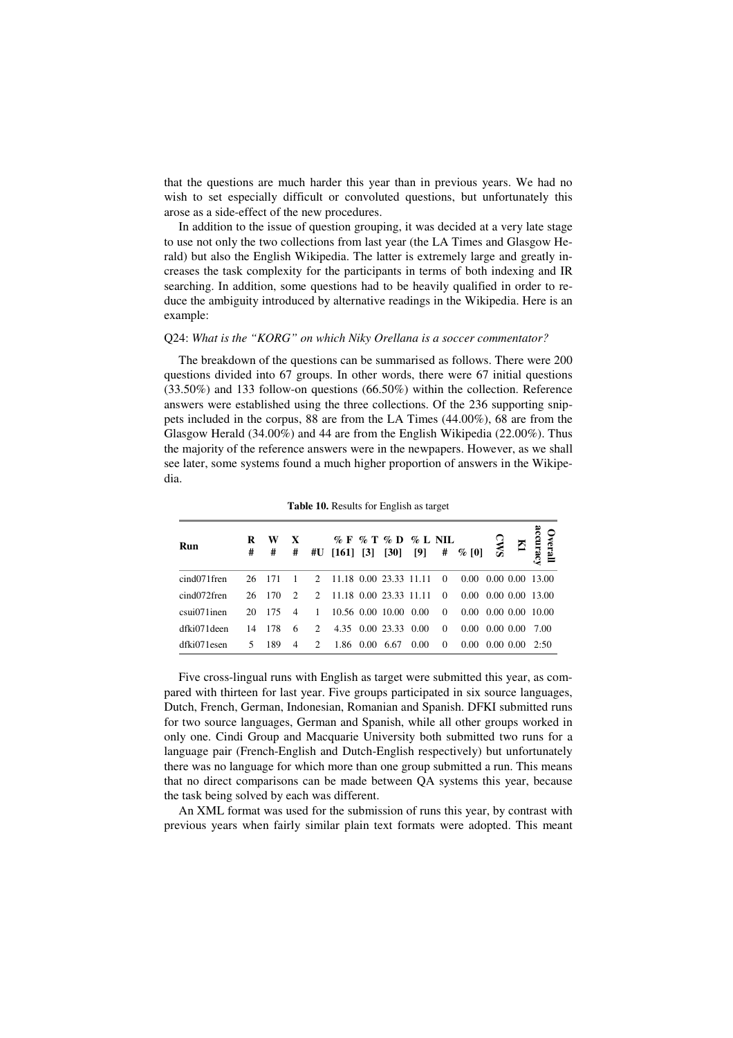that the questions are much harder this year than in previous years. We had no wish to set especially difficult or convoluted questions, but unfortunately this arose as a side-effect of the new procedures.

In addition to the issue of question grouping, it was decided at a very late stage to use not only the two collections from last year (the LA Times and Glasgow Herald) but also the English Wikipedia. The latter is extremely large and greatly increases the task complexity for the participants in terms of both indexing and IR searching. In addition, some questions had to be heavily qualified in order to reduce the ambiguity introduced by alternative readings in the Wikipedia. Here is an example:

Q24: *What is the "KORG" on which Niky Orellana is a soccer commentator?*

The breakdown of the questions can be summarised as follows. There were 200 questions divided into 67 groups. In other words, there were 67 initial questions (33.50%) and 133 follow-on questions (66.50%) within the collection. Reference answers were established using the three collections. Of the 236 supporting snippets included in the corpus, 88 are from the LA Times (44.00%), 68 are from the Glasgow Herald (34.00%) and 44 are from the English Wikipedia (22.00%). Thus the majority of the reference answers were in the newpapers. However, as we shall see later, some systems found a much higher proportion of answers in the Wikipedia.

**Table 10.** Results for English as target

| Run | R # | W # | X # | #U | % F [161] | % T [3] | % D [30] | % L [9] | NIL # | % [0] | CWS | K1 | Overall accuracy |
|---|---|---|---|---|---|---|---|---|---|---|---|---|---|
| cind071fren | 26 | 171 | 1 | 2 | 11.18 | 0.00 | 23.33 | 11.11 | 0 | 0.00 | 0.00 | 0.00 | 13.00 |
| cind072fren | 26 | 170 | 2 | 2 | 11.18 | 0.00 | 23.33 | 11.11 | 0 | 0.00 | 0.00 | 0.00 | 13.00 |
| csui071inen | 20 | 175 | 4 | 1 | 10.56 | 0.00 | 10.00 | 0.00 | 0 | 0.00 | 0.00 | 0.00 | 10.00 |
| dfki071deen | 14 | 178 | 6 | 2 | 4.35 | 0.00 | 23.33 | 0.00 | 0 | 0.00 | 0.00 | 0.00 | 7.00 |
| dfki071esen | 5 | 189 | 4 | 2 | 1.86 | 0.00 | 6.67 | 0.00 | 0 | 0.00 | 0.00 | 0.00 | 2:50 |

Five cross-lingual runs with English as target were submitted this year, as compared with thirteen for last year. Five groups participated in six source languages, Dutch, French, German, Indonesian, Romanian and Spanish. DFKI submitted runs for two source languages, German and Spanish, while all other groups worked in only one. Cindi Group and Macquarie University both submitted two runs for a language pair (French-English and Dutch-English respectively) but unfortunately there was no language for which more than one group submitted a run. This means that no direct comparisons can be made between QA systems this year, because the task being solved by each was different.

An XML format was used for the submission of runs this year, by contrast with previous years when fairly similar plain text formats were adopted. This meant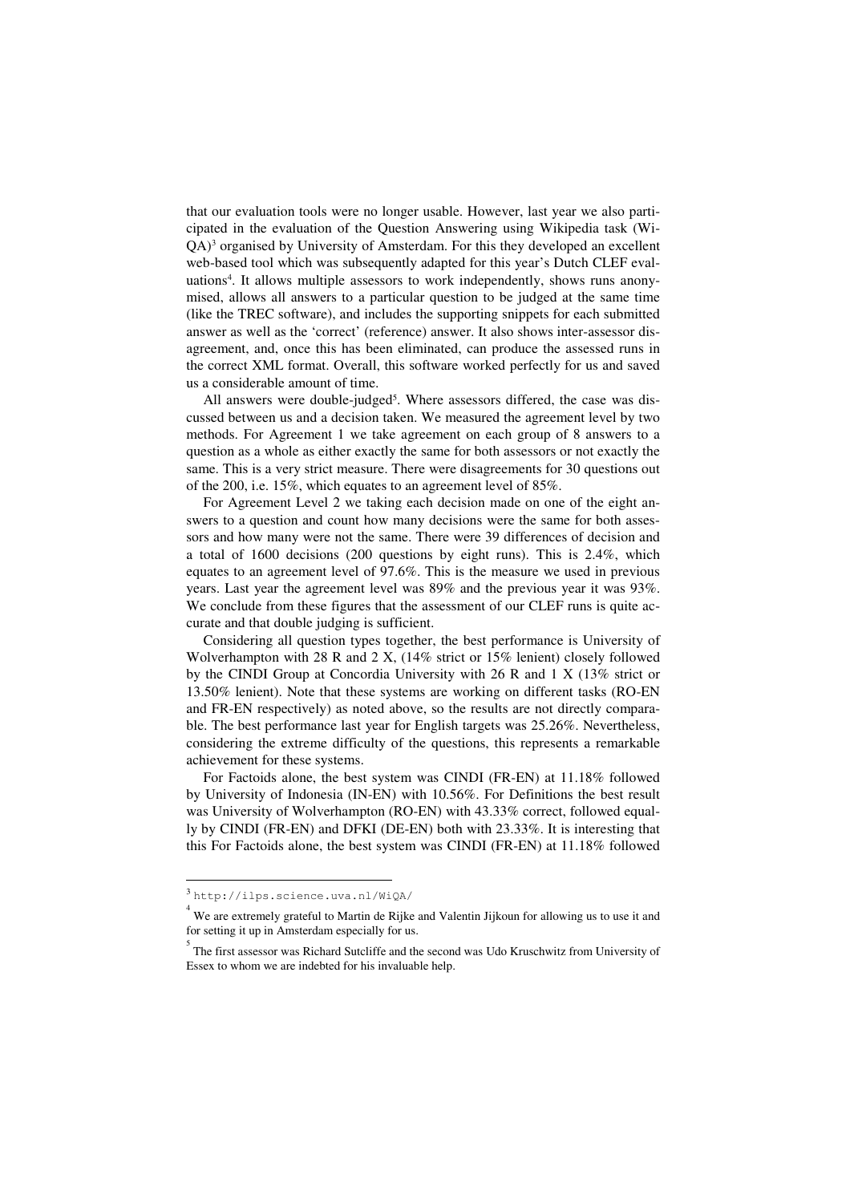that our evaluation tools were no longer usable. However, last year we also participated in the evaluation of the Question Answering using Wikipedia task (WiQA)[3] organised by University of Amsterdam. For this they developed an excellent web-based tool which was subsequently adapted for this year's Dutch CLEF evaluations[4]. It allows multiple assessors to work independently, shows runs anonymised, allows all answers to a particular question to be judged at the same time (like the TREC software), and includes the supporting snippets for each submitted answer as well as the 'correct' (reference) answer. It also shows inter-assessor disagreement, and, once this has been eliminated, can produce the assessed runs in the correct XML format. Overall, this software worked perfectly for us and saved us a considerable amount of time.

All answers were double-judged[5]. Where assessors differed, the case was discussed between us and a decision taken. We measured the agreement level by two methods. For Agreement 1 we take agreement on each group of 8 answers to a question as a whole as either exactly the same for both assessors or not exactly the same. This is a very strict measure. There were disagreements for 30 questions out of the 200, i.e. 15%, which equates to an agreement level of 85%.

For Agreement Level 2 we taking each decision made on one of the eight answers to a question and count how many decisions were the same for both assessors and how many were not the same. There were 39 differences of decision and a total of 1600 decisions (200 questions by eight runs). This is 2.4%, which equates to an agreement level of 97.6%. This is the measure we used in previous years. Last year the agreement level was 89% and the previous year it was 93%. We conclude from these figures that the assessment of our CLEF runs is quite accurate and that double judging is sufficient.

Considering all question types together, the best performance is University of Wolverhampton with 28 R and 2 X, (14% strict or 15% lenient) closely followed by the CINDI Group at Concordia University with 26 R and 1 X (13% strict or 13.50% lenient). Note that these systems are working on different tasks (RO-EN and FR-EN respectively) as noted above, so the results are not directly comparable. The best performance last year for English targets was 25.26%. Nevertheless, considering the extreme difficulty of the questions, this represents a remarkable achievement for these systems.

For Factoids alone, the best system was CINDI (FR-EN) at 11.18% followed by University of Indonesia (IN-EN) with 10.56%. For Definitions the best result was University of Wolverhampton (RO-EN) with 43.33% correct, followed equally by CINDI (FR-EN) and DFKI (DE-EN) both with 23.33%. It is interesting that this For Factoids alone, the best system was CINDI (FR-EN) at 11.18% followed

---

[3] http://ilps.science.uva.nl/WiQA/

[4] We are extremely grateful to Martin de Rijke and Valentin Jijkoun for allowing us to use it and for setting it up in Amsterdam especially for us.

[5] The first assessor was Richard Sutcliffe and the second was Udo Kruschwitz from University of Essex to whom we are indebted for his invaluable help.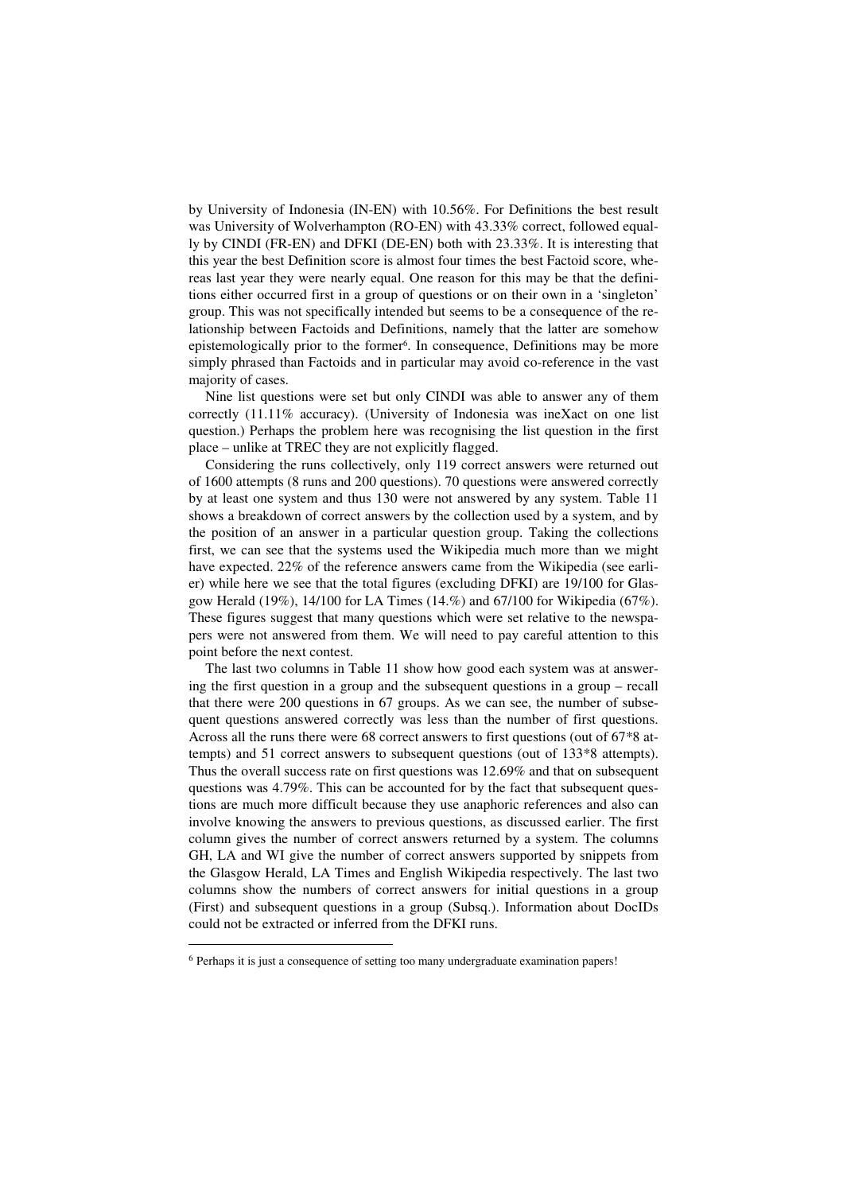by University of Indonesia (IN-EN) with 10.56%. For Definitions the best result was University of Wolverhampton (RO-EN) with 43.33% correct, followed equally by CINDI (FR-EN) and DFKI (DE-EN) both with 23.33%. It is interesting that this year the best Definition score is almost four times the best Factoid score, whereas last year they were nearly equal. One reason for this may be that the definitions either occurred first in a group of questions or on their own in a 'singleton' group. This was not specifically intended but seems to be a consequence of the relationship between Factoids and Definitions, namely that the latter are somehow epistemologically prior to the former[6]. In consequence, Definitions may be more simply phrased than Factoids and in particular may avoid co-reference in the vast majority of cases.

Nine list questions were set but only CINDI was able to answer any of them correctly (11.11% accuracy). (University of Indonesia was ineXact on one list question.) Perhaps the problem here was recognising the list question in the first place – unlike at TREC they are not explicitly flagged.

Considering the runs collectively, only 119 correct answers were returned out of 1600 attempts (8 runs and 200 questions). 70 questions were answered correctly by at least one system and thus 130 were not answered by any system. Table 11 shows a breakdown of correct answers by the collection used by a system, and by the position of an answer in a particular question group. Taking the collections first, we can see that the systems used the Wikipedia much more than we might have expected. 22% of the reference answers came from the Wikipedia (see earlier) while here we see that the total figures (excluding DFKI) are 19/100 for Glasgow Herald (19%), 14/100 for LA Times (14.%) and 67/100 for Wikipedia (67%). These figures suggest that many questions which were set relative to the newspapers were not answered from them. We will need to pay careful attention to this point before the next contest.

The last two columns in Table 11 show how good each system was at answering the first question in a group and the subsequent questions in a group – recall that there were 200 questions in 67 groups. As we can see, the number of subsequent questions answered correctly was less than the number of first questions. Across all the runs there were 68 correct answers to first questions (out of 67*8 attempts) and 51 correct answers to subsequent questions (out of 133*8 attempts). Thus the overall success rate on first questions was 12.69% and that on subsequent questions was 4.79%. This can be accounted for by the fact that subsequent questions are much more difficult because they use anaphoric references and also can involve knowing the answers to previous questions, as discussed earlier. The first column gives the number of correct answers returned by a system. The columns GH, LA and WI give the number of correct answers supported by snippets from the Glasgow Herald, LA Times and English Wikipedia respectively. The last two columns show the numbers of correct answers for initial questions in a group (First) and subsequent questions in a group (Subsq.). Information about DocIDs could not be extracted or inferred from the DFKI runs.

---

[6] Perhaps it is just a consequence of setting too many undergraduate examination papers!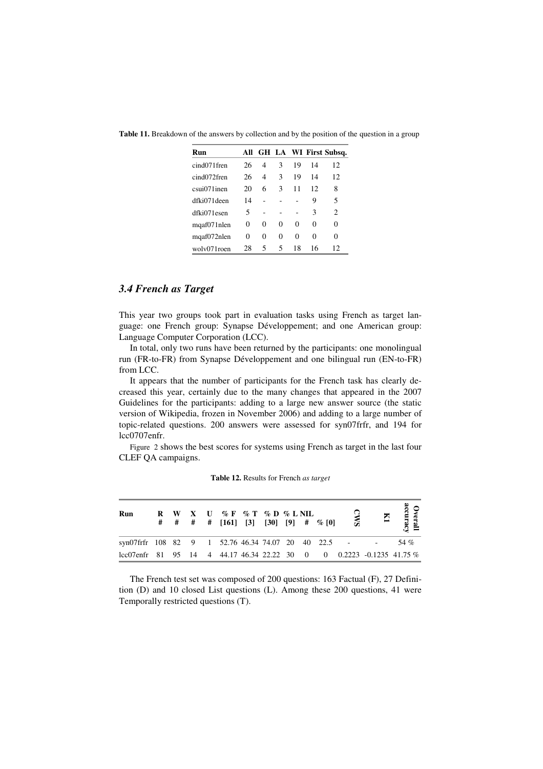**Table 11.** Breakdown of the answers by collection and by the position of the question in a group

| Run | All | GH | LA | WI | First | Subsq. |
|---|---|---|---|---|---|---|
| cind071fren | 26 | 4 | 3 | 19 | 14 | 12 |
| cind072fren | 26 | 4 | 3 | 19 | 14 | 12 |
| csui071inen | 20 | 6 | 3 | 11 | 12 | 8 |
| dfki071deen | 14 | - | - | - | 9 | 5 |
| dfki071esen | 5 | - | - | - | 3 | 2 |
| mqaf071nlen | 0 | 0 | 0 | 0 | 0 | 0 |
| mqaf072nlen | 0 | 0 | 0 | 0 | 0 | 0 |
| wolv071roen | 28 | 5 | 5 | 18 | 16 | 12 |

### *3.4 French as Target*

This year two groups took part in evaluation tasks using French as target language: one French group: Synapse Développement; and one American group: Language Computer Corporation (LCC).

In total, only two runs have been returned by the participants: one monolingual run (FR-to-FR) from Synapse Développement and one bilingual run (EN-to-FR) from LCC.

It appears that the number of participants for the French task has clearly decreased this year, certainly due to the many changes that appeared in the 2007 Guidelines for the participants: adding to a large new answer source (the static version of Wikipedia, frozen in November 2006) and adding to a large number of topic-related questions. 200 answers were assessed for syn07frfr, and 194 for lcc0707enfr.

Figure 2 shows the best scores for systems using French as target in the last four CLEF QA campaigns.

**Table 12.** Results for French *as target*

| Run | R # | W # | X # | U # | % F [161] | % T [3] | % D [30] | % L [9] | NIL # | NIL % [0] | CWS | K1 | Overall accuracy |
|---|---|---|---|---|---|---|---|---|---|---|---|---|---|
| syn07frfr | 108 | 82 | 9 | 1 | 52.76 | 46.34 | 74.07 | 20 | 40 | 22.5 | - | - | 54 % |
| lcc07enfr | 81 | 95 | 14 | 4 | 44.17 | 46.34 | 22.22 | 30 | 0 | 0 | 0.2223 | -0.1235 | 41.75 % |

The French test set was composed of 200 questions: 163 Factual (F), 27 Definition (D) and 10 closed List questions (L). Among these 200 questions, 41 were Temporally restricted questions (T).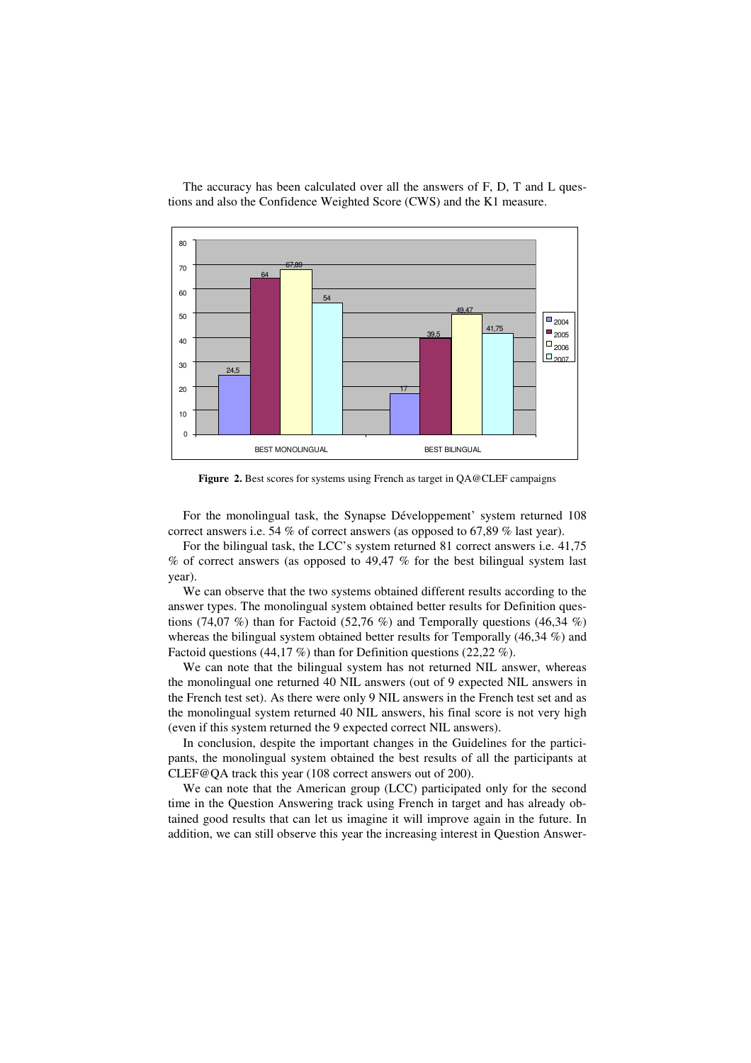The accuracy has been calculated over all the answers of F, D, T and L questions and also the Confidence Weighted Score (CWS) and the K1 measure.

**Figure 2.** Best scores for systems using French as target in QA@CLEF campaigns

For the monolingual task, the Synapse Développement' system returned 108 correct answers i.e. 54 % of correct answers (as opposed to 67,89 % last year).

For the bilingual task, the LCC's system returned 81 correct answers i.e. 41,75 % of correct answers (as opposed to 49,47 % for the best bilingual system last year).

We can observe that the two systems obtained different results according to the answer types. The monolingual system obtained better results for Definition questions (74,07 %) than for Factoid (52,76 %) and Temporally questions (46,34 %) whereas the bilingual system obtained better results for Temporally (46,34 %) and Factoid questions (44,17 %) than for Definition questions (22,22 %).

We can note that the bilingual system has not returned NIL answer, whereas the monolingual one returned 40 NIL answers (out of 9 expected NIL answers in the French test set). As there were only 9 NIL answers in the French test set and as the monolingual system returned 40 NIL answers, his final score is not very high (even if this system returned the 9 expected correct NIL answers).

In conclusion, despite the important changes in the Guidelines for the participants, the monolingual system obtained the best results of all the participants at CLEF@QA track this year (108 correct answers out of 200).

We can note that the American group (LCC) participated only for the second time in the Question Answering track using French in target and has already obtained good results that can let us imagine it will improve again in the future. In addition, we can still observe this year the increasing interest in Question Answer-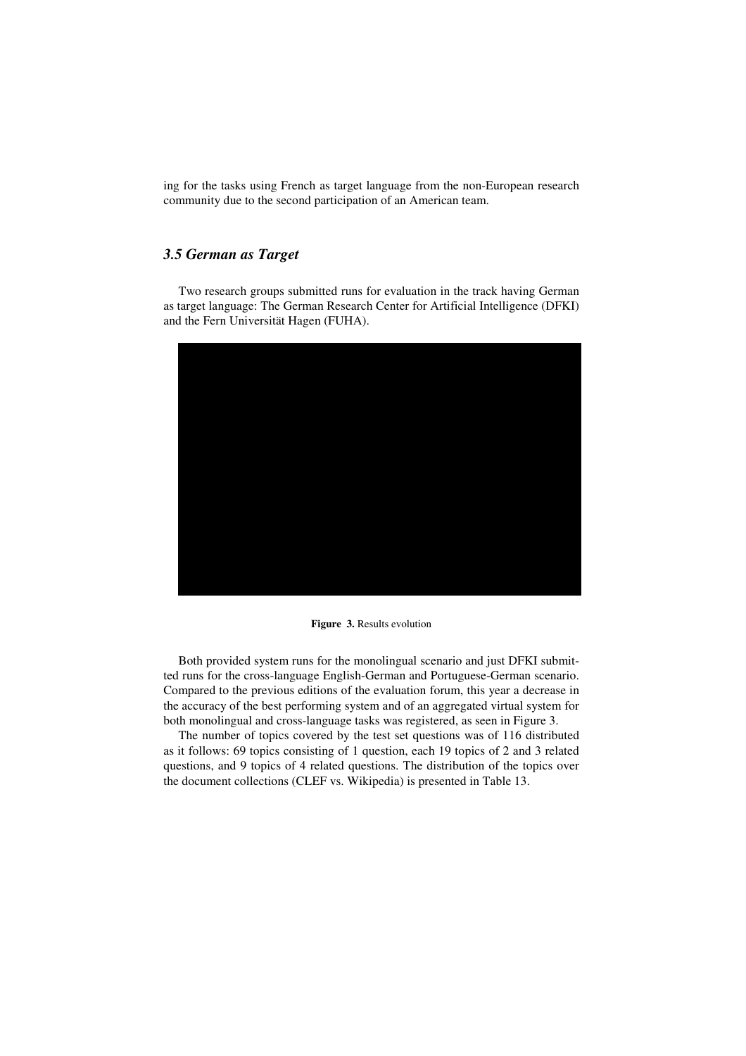ing for the tasks using French as target language from the non-European research community due to the second participation of an American team.

### 3.5 German as Target

Two research groups submitted runs for evaluation in the track having German as target language: The German Research Center for Artificial Intelligence (DFKI) and the Fern Universität Hagen (FUHA).

**Figure 3.** Results evolution

Both provided system runs for the monolingual scenario and just DFKI submitted runs for the cross-language English-German and Portuguese-German scenario. Compared to the previous editions of the evaluation forum, this year a decrease in the accuracy of the best performing system and of an aggregated virtual system for both monolingual and cross-language tasks was registered, as seen in Figure 3.

The number of topics covered by the test set questions was of 116 distributed as it follows: 69 topics consisting of 1 question, each 19 topics of 2 and 3 related questions, and 9 topics of 4 related questions. The distribution of the topics over the document collections (CLEF vs. Wikipedia) is presented in Table 13.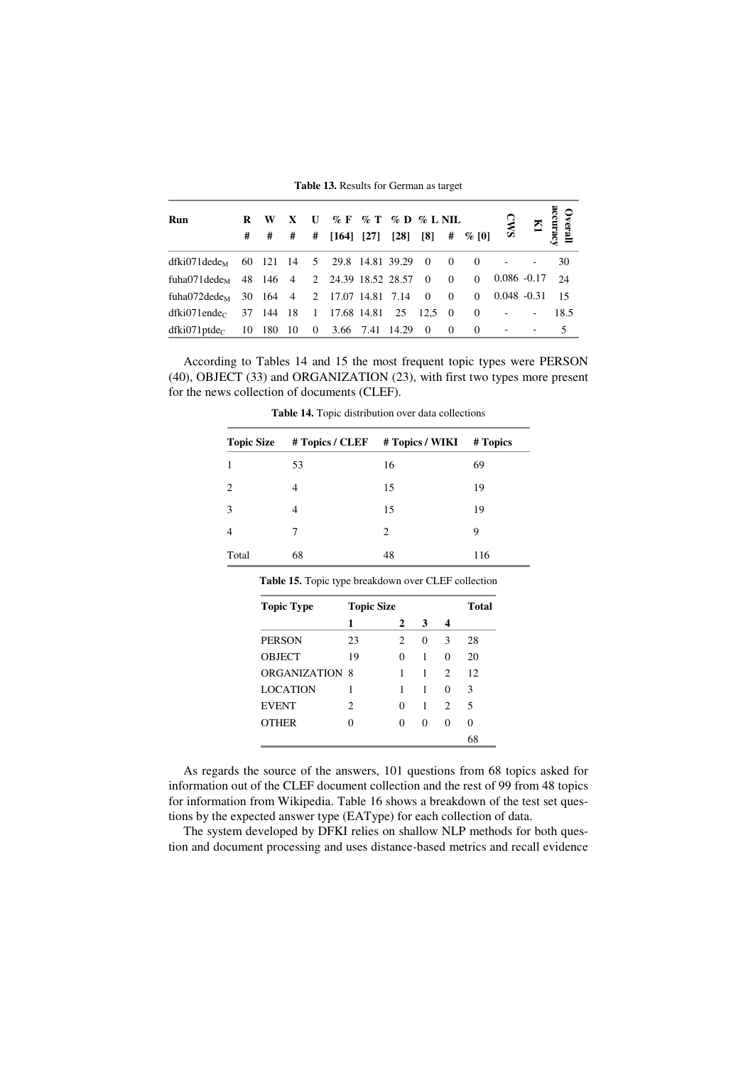**Table 13.** Results for German as target

| Run | R # | W # | X # | U # | % F [164] | % T [27] | % D [28] | % L [8] | NIL # | % [0] | CWS | KI | Overall accuracy |
|---|---|---|---|---|---|---|---|---|---|---|---|---|---|
| dfki071dede$_M$ | 60 | 121 | 14 | 5 | 29.8 | 14.81 | 39.29 | 0 | 0 | 0 | - | - | 30 |
| fuha071dede$_M$ | 48 | 146 | 4 | 2 | 24.39 | 18.52 | 28.57 | 0 | 0 | 0 | 0.086 | -0.17 | 24 |
| fuha072dede$_M$ | 30 | 164 | 4 | 2 | 17.07 | 14.81 | 7.14 | 0 | 0 | 0 | 0.048 | -0.31 | 15 |
| dfki071ende$_C$ | 37 | 144 | 18 | 1 | 17.68 | 14.81 | 25 | 12,5 | 0 | 0 | - | - | 18.5 |
| dfki071ptde$_C$ | 10 | 180 | 10 | 0 | 3.66 | 7.41 | 14.29 | 0 | 0 | 0 | - | - | 5 |

According to Tables 14 and 15 the most frequent topic types were PERSON (40), OBJECT (33) and ORGANIZATION (23), with first two types more present for the news collection of documents (CLEF).

**Table 14.** Topic distribution over data collections

| Topic Size | # Topics / CLEF | # Topics / WIKI | # Topics |
|---|---|---|---|
| 1 | 53 | 16 | 69 |
| 2 | 4 | 15 | 19 |
| 3 | 4 | 15 | 19 |
| 4 | 7 | 2 | 9 |
| Total | 68 | 48 | 116 |

**Table 15.** Topic type breakdown over CLEF collection

| Topic Type | Topic Size | | | | Total |
|---|---|---|---|---|---|
| | 1 | 2 | 3 | 4 | |
| PERSON | 23 | 2 | 0 | 3 | 28 |
| OBJECT | 19 | 0 | 1 | 0 | 20 |
| ORGANIZATION | 8 | 1 | 1 | 2 | 12 |
| LOCATION | 1 | 1 | 1 | 0 | 3 |
| EVENT | 2 | 0 | 1 | 2 | 5 |
| OTHER | 0 | 0 | 0 | 0 | 0 |
| | | | | | 68 |

As regards the source of the answers, 101 questions from 68 topics asked for information out of the CLEF document collection and the rest of 99 from 48 topics for information from Wikipedia. Table 16 shows a breakdown of the test set questions by the expected answer type (EAType) for each collection of data.

The system developed by DFKI relies on shallow NLP methods for both question and document processing and uses distance-based metrics and recall evidence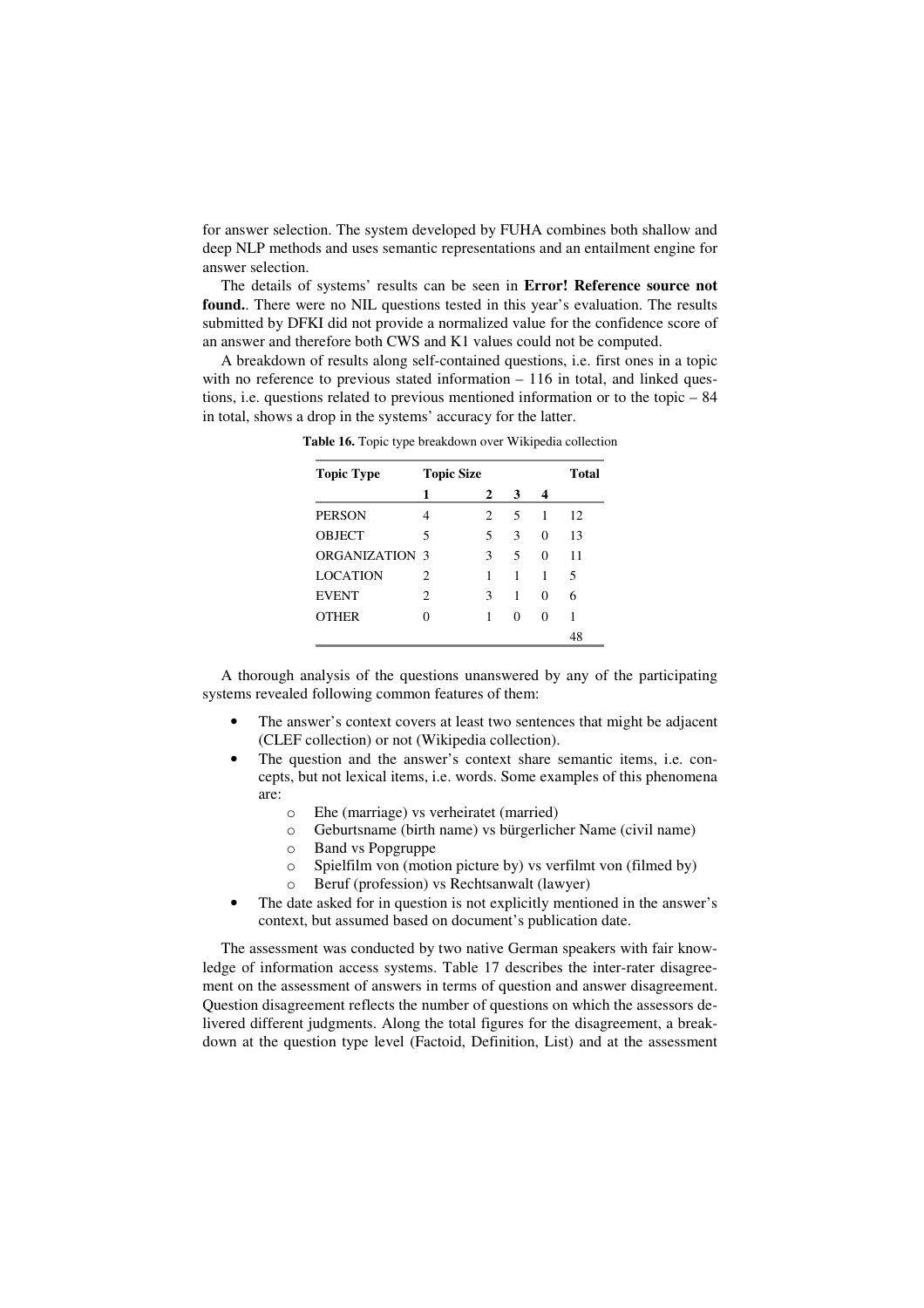for answer selection. The system developed by FUHA combines both shallow and deep NLP methods and uses semantic representations and an entailment engine for answer selection.

The details of systems' results can be seen in **Error! Reference source not found.**. There were no NIL questions tested in this year's evaluation. The results submitted by DFKI did not provide a normalized value for the confidence score of an answer and therefore both CWS and K1 values could not be computed.

A breakdown of results along self-contained questions, i.e. first ones in a topic with no reference to previous stated information – 116 in total, and linked questions, i.e. questions related to previous mentioned information or to the topic – 84 in total, shows a drop in the systems' accuracy for the latter.

**Table 16.** Topic type breakdown over Wikipedia collection

| Topic Type | Topic Size | | | | Total |
|---|---|---|---|---|---|
| | 1 | 2 | 3 | 4 | |
| PERSON | 4 | 2 | 5 | 1 | 12 |
| OBJECT | 5 | 5 | 3 | 0 | 13 |
| ORGANIZATION | 3 | 3 | 5 | 0 | 11 |
| LOCATION | 2 | 1 | 1 | 1 | 5 |
| EVENT | 2 | 3 | 1 | 0 | 6 |
| OTHER | 0 | 1 | 0 | 0 | 1 |
| | | | | | 48 |

A thorough analysis of the questions unanswered by any of the participating systems revealed following common features of them:

- The answer's context covers at least two sentences that might be adjacent (CLEF collection) or not (Wikipedia collection).
- The question and the answer's context share semantic items, i.e. concepts, but not lexical items, i.e. words. Some examples of this phenomena are:
  - Ehe (marriage) vs verheiratet (married)
  - Geburtsname (birth name) vs bürgerlicher Name (civil name)
  - Band vs Popgruppe
  - Spielfilm von (motion picture by) vs verfilmt von (filmed by)
  - Beruf (profession) vs Rechtsanwalt (lawyer)
- The date asked for in question is not explicitly mentioned in the answer's context, but assumed based on document's publication date.

The assessment was conducted by two native German speakers with fair knowledge of information access systems. Table 17 describes the inter-rater disagreement on the assessment of answers in terms of question and answer disagreement. Question disagreement reflects the number of questions on which the assessors delivered different judgments. Along the total figures for the disagreement, a breakdown at the question type level (Factoid, Definition, List) and at the assessment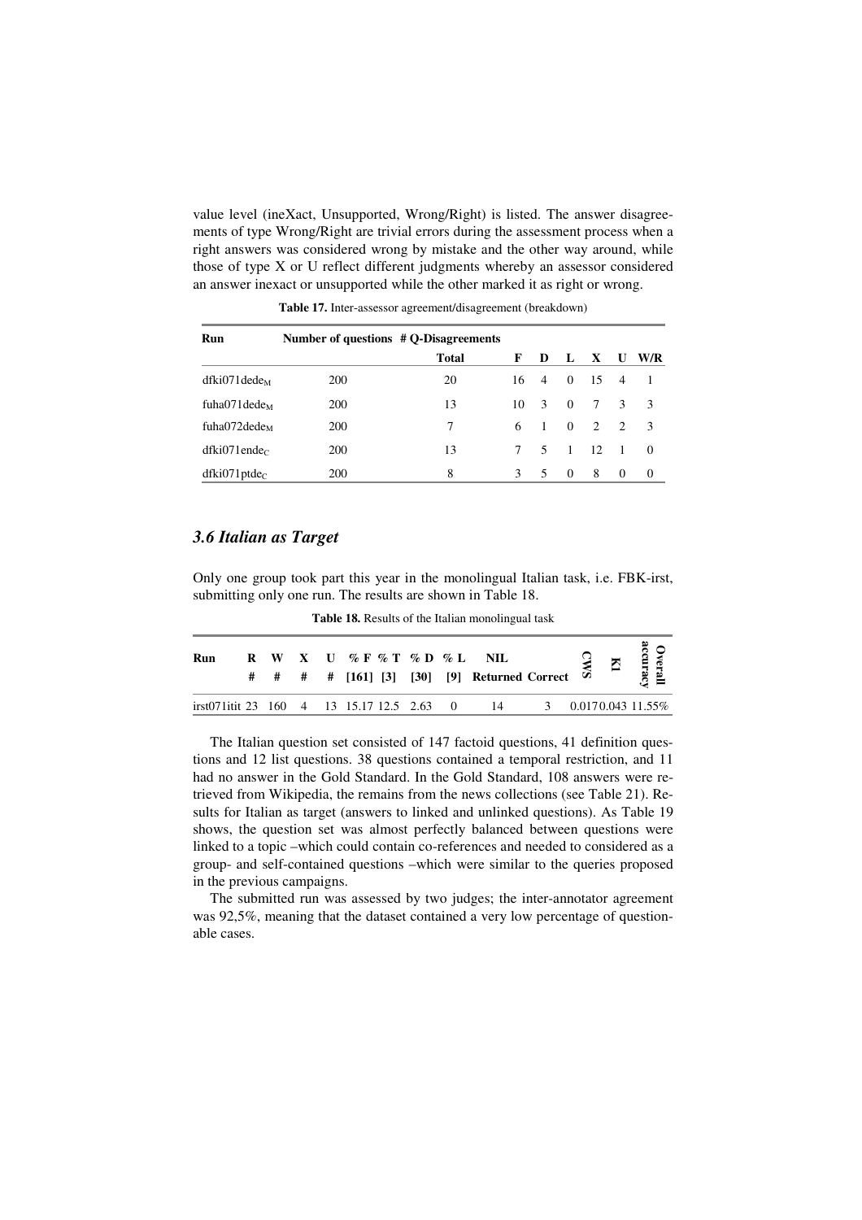value level (ineXact, Unsupported, Wrong/Right) is listed. The answer disagreements of type Wrong/Right are trivial errors during the assessment process when a right answers was considered wrong by mistake and the other way around, while those of type X or U reflect different judgments whereby an assessor considered an answer inexact or unsupported while the other marked it as right or wrong.

**Table 17.** Inter-assessor agreement/disagreement (breakdown)

| Run | Number of questions | # Q-Disagreements | | | | | | |
|---|---|---|---|---|---|---|---|---|
| | | Total | F | D | L | X | U | W/R |
| dfki071dede$_M$ | 200 | 20 | 16 | 4 | 0 | 15 | 4 | 1 |
| fuha071dede$_M$ | 200 | 13 | 10 | 3 | 0 | 7 | 3 | 3 |
| fuha072dede$_M$ | 200 | 7 | 6 | 1 | 0 | 2 | 2 | 3 |
| dfki071ende$_C$ | 200 | 13 | 7 | 5 | 1 | 12 | 1 | 0 |
| dfki071ptde$_C$ | 200 | 8 | 3 | 5 | 0 | 8 | 0 | 0 |

### *3.6 Italian as Target*

Only one group took part this year in the monolingual Italian task, i.e. FBK-irst, submitting only one run. The results are shown in Table 18.

**Table 18.** Results of the Italian monolingual task

| Run | R # | W # | X # | U # | % F [161] | % T [3] | % D [30] | % L [9] | NIL Returned | NIL Correct | CWS | KI | Overall accuracy |
|---|---|---|---|---|---|---|---|---|---|---|---|---|---|
| irst071itit | 23 | 160 | 4 | 13 | 15.17 | 12.5 | 2.63 | 0 | 14 | 3 | 0.017 | 0.043 | 11.55% |

The Italian question set consisted of 147 factoid questions, 41 definition questions and 12 list questions. 38 questions contained a temporal restriction, and 11 had no answer in the Gold Standard. In the Gold Standard, 108 answers were retrieved from Wikipedia, the remains from the news collections (see Table 21). Results for Italian as target (answers to linked and unlinked questions). As Table 19 shows, the question set was almost perfectly balanced between questions were linked to a topic –which could contain co-references and needed to considered as a group- and self-contained questions –which were similar to the queries proposed in the previous campaigns.

The submitted run was assessed by two judges; the inter-annotator agreement was 92,5%, meaning that the dataset contained a very low percentage of questionable cases.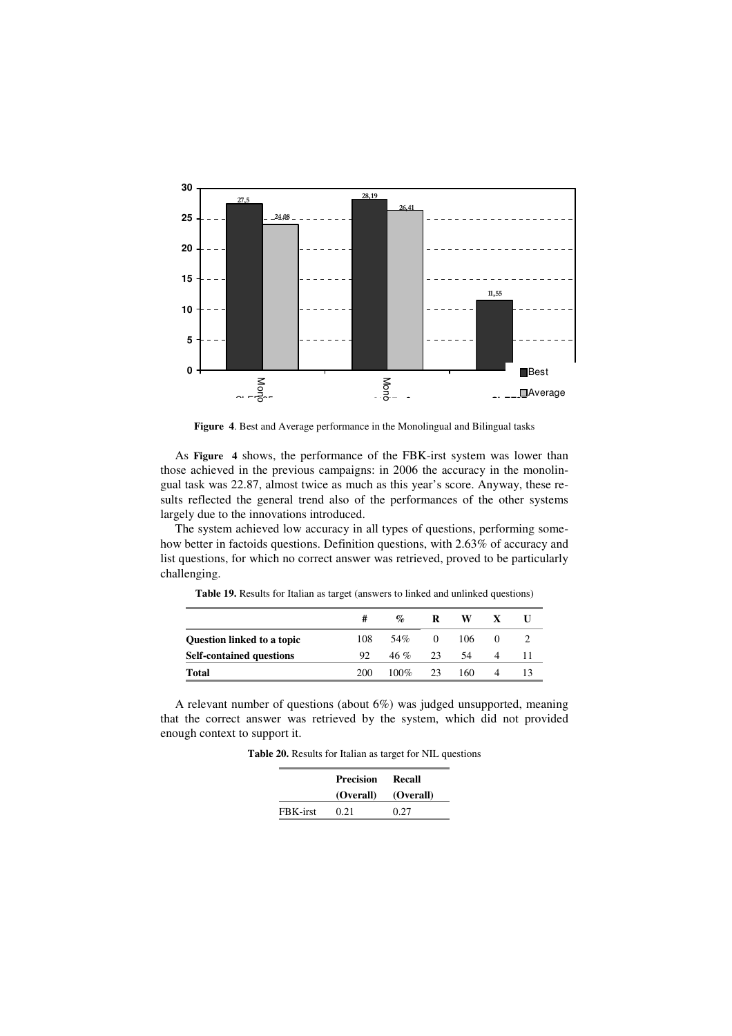**Figure 4**. Best and Average performance in the Monolingual and Bilingual tasks

As **Figure 4** shows, the performance of the FBK-irst system was lower than those achieved in the previous campaigns: in 2006 the accuracy in the monolingual task was 22.87, almost twice as much as this year's score. Anyway, these results reflected the general trend also of the performances of the other systems largely due to the innovations introduced.

The system achieved low accuracy in all types of questions, performing somehow better in factoids questions. Definition questions, with 2.63% of accuracy and list questions, for which no correct answer was retrieved, proved to be particularly challenging.

**Table 19.** Results for Italian as target (answers to linked and unlinked questions)

| | # | % | R | W | X | U |
|---|---|---|---|---|---|---|
| **Question linked to a topic** | 108 | 54% | 0 | 106 | 0 | 2 |
| **Self-contained questions** | 92 | 46 % | 23 | 54 | 4 | 11 |
| **Total** | 200 | 100% | 23 | 160 | 4 | 13 |

A relevant number of questions (about 6%) was judged unsupported, meaning that the correct answer was retrieved by the system, which did not provided enough context to support it.

**Table 20.** Results for Italian as target for NIL questions

| | **Precision (Overall)** | **Recall (Overall)** |
|---|---|---|
| FBK-irst | 0.21 | 0.27 |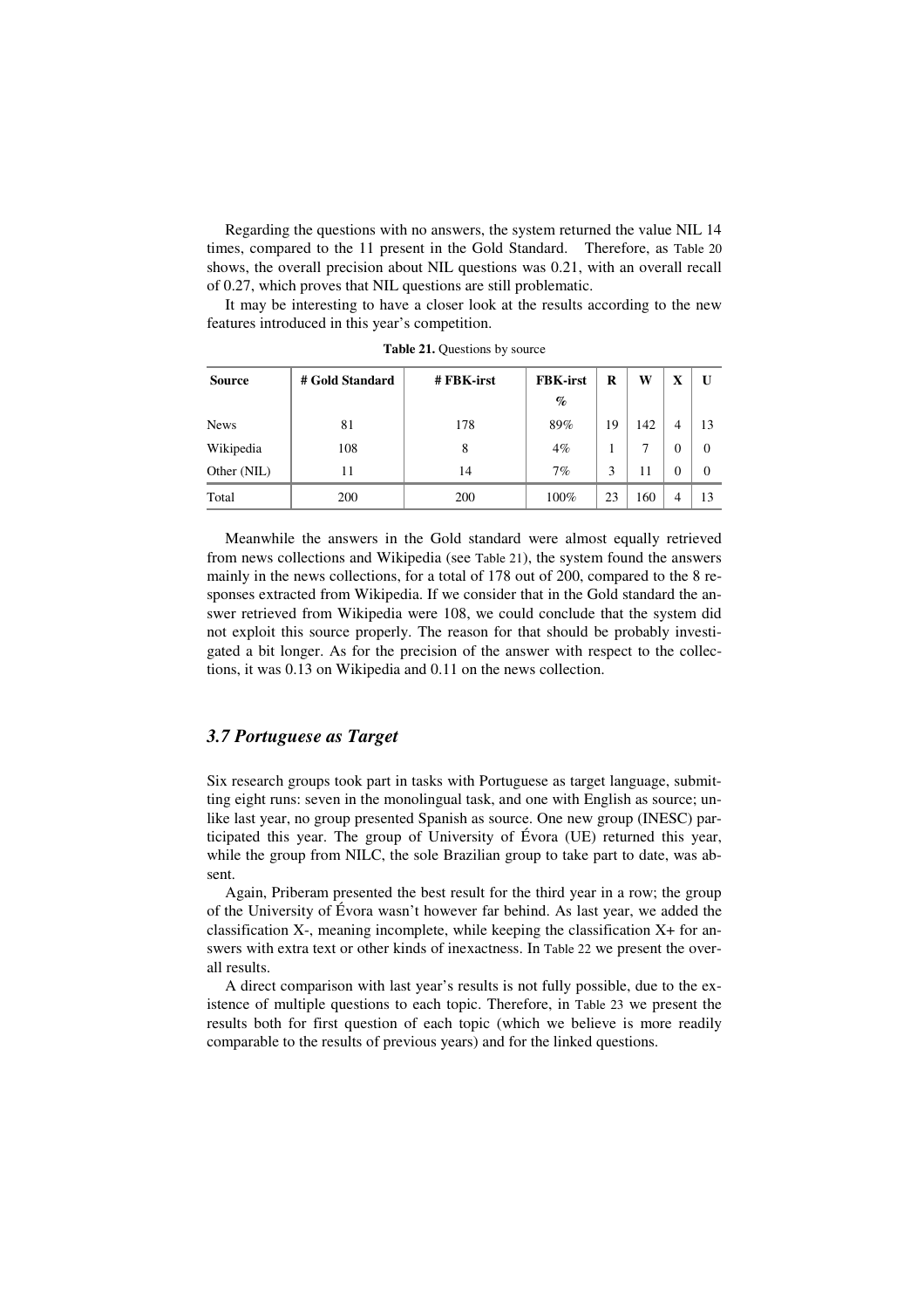Regarding the questions with no answers, the system returned the value NIL 14 times, compared to the 11 present in the Gold Standard. Therefore, as Table 20 shows, the overall precision about NIL questions was 0.21, with an overall recall of 0.27, which proves that NIL questions are still problematic.

It may be interesting to have a closer look at the results according to the new features introduced in this year's competition.

**Table 21.** Questions by source

| Source | # Gold Standard | # FBK-irst | FBK-irst % | R | W | X | U |
|---|---|---|---|---|---|---|---|
| News | 81 | 178 | 89% | 19 | 142 | 4 | 13 |
| Wikipedia | 108 | 8 | 4% | 1 | 7 | 0 | 0 |
| Other (NIL) | 11 | 14 | 7% | 3 | 11 | 0 | 0 |
| Total | 200 | 200 | 100% | 23 | 160 | 4 | 13 |

Meanwhile the answers in the Gold standard were almost equally retrieved from news collections and Wikipedia (see Table 21), the system found the answers mainly in the news collections, for a total of 178 out of 200, compared to the 8 responses extracted from Wikipedia. If we consider that in the Gold standard the answer retrieved from Wikipedia were 108, we could conclude that the system did not exploit this source properly. The reason for that should be probably investigated a bit longer. As for the precision of the answer with respect to the collections, it was 0.13 on Wikipedia and 0.11 on the news collection.

### *3.7 Portuguese as Target*

Six research groups took part in tasks with Portuguese as target language, submitting eight runs: seven in the monolingual task, and one with English as source; unlike last year, no group presented Spanish as source. One new group (INESC) participated this year. The group of University of Évora (UE) returned this year, while the group from NILC, the sole Brazilian group to take part to date, was absent.

Again, Priberam presented the best result for the third year in a row; the group of the University of Évora wasn't however far behind. As last year, we added the classification X-, meaning incomplete, while keeping the classification X+ for answers with extra text or other kinds of inexactness. In Table 22 we present the overall results.

A direct comparison with last year's results is not fully possible, due to the existence of multiple questions to each topic. Therefore, in Table 23 we present the results both for first question of each topic (which we believe is more readily comparable to the results of previous years) and for the linked questions.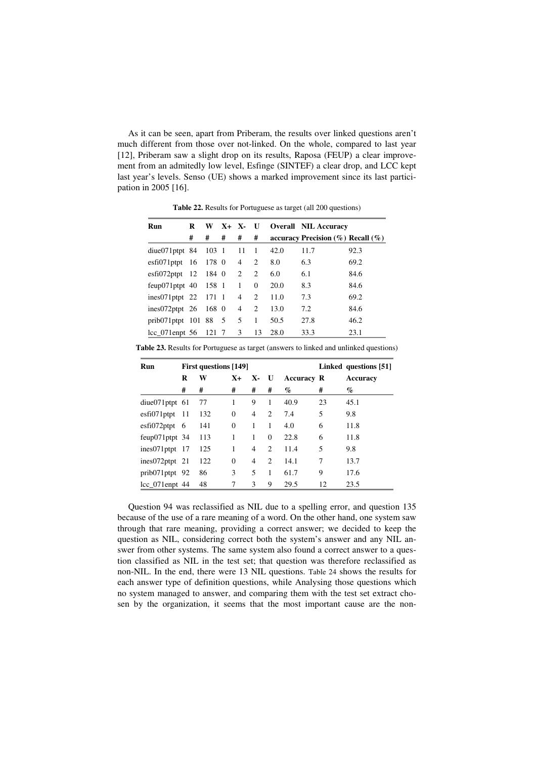As it can be seen, apart from Priberam, the results over linked questions aren't much different from those over not-linked. On the whole, compared to last year [12], Priberam saw a slight drop on its results, Raposa (FEUP) a clear improvement from an admitedly low level, Esfinge (SINTEF) a clear drop, and LCC kept last year's levels. Senso (UE) shows a marked improvement since its last participation in 2005 [16].

**Table 22.** Results for Portuguese as target (all 200 questions)

| Run | R | W | X+ | X- | U | Overall | NIL Accuracy | |
|---|---|---|---|---|---|---|---|---|
| | # | # | # | # | # | accuracy | Precision (%) | Recall (%) |
| diue071ptpt | 84 | 103 | 1 | 11 | 1 | 42.0 | 11.7 | 92.3 |
| esfi071ptpt | 16 | 178 | 0 | 4 | 2 | 8.0 | 6.3 | 69.2 |
| esfi072ptpt | 12 | 184 | 0 | 2 | 2 | 6.0 | 6.1 | 84.6 |
| feup071ptpt | 40 | 158 | 1 | 1 | 0 | 20.0 | 8.3 | 84.6 |
| ines071ptpt | 22 | 171 | 1 | 4 | 2 | 11.0 | 7.3 | 69.2 |
| ines072ptpt | 26 | 168 | 0 | 4 | 2 | 13.0 | 7.2 | 84.6 |
| prib071ptpt | 101 | 88 | 5 | 5 | 1 | 50.5 | 27.8 | 46.2 |
| lcc_071enpt | 56 | 121 | 7 | 3 | 13 | 28.0 | 33.3 | 23.1 |

**Table 23.** Results for Portuguese as target (answers to linked and unlinked questions)

| Run | First questions [149] | | | | | | Linked questions [51] | |
|---|---|---|---|---|---|---|---|---|
| | R | W | X+ | X- | U | Accuracy | R | Accuracy |
| | # | # | # | # | # | % | # | % |
| diue071ptpt | 61 | 77 | 1 | 9 | 1 | 40.9 | 23 | 45.1 |
| esfi071ptpt | 11 | 132 | 0 | 4 | 2 | 7.4 | 5 | 9.8 |
| esfi072ptpt | 6 | 141 | 0 | 1 | 1 | 4.0 | 6 | 11.8 |
| feup071ptpt | 34 | 113 | 1 | 1 | 0 | 22.8 | 6 | 11.8 |
| ines071ptpt | 17 | 125 | 1 | 4 | 2 | 11.4 | 5 | 9.8 |
| ines072ptpt | 21 | 122 | 0 | 4 | 2 | 14.1 | 7 | 13.7 |
| prib071ptpt | 92 | 86 | 3 | 5 | 1 | 61.7 | 9 | 17.6 |
| lcc_071enpt | 44 | 48 | 7 | 3 | 9 | 29.5 | 12 | 23.5 |

Question 94 was reclassified as NIL due to a spelling error, and question 135 because of the use of a rare meaning of a word. On the other hand, one system saw through that rare meaning, providing a correct answer; we decided to keep the question as NIL, considering correct both the system's answer and any NIL answer from other systems. The same system also found a correct answer to a question classified as NIL in the test set; that question was therefore reclassified as non-NIL. In the end, there were 13 NIL questions. Table 24 shows the results for each answer type of definition questions, while Analysing those questions which no system managed to answer, and comparing them with the test set extract chosen by the organization, it seems that the most important cause are the non-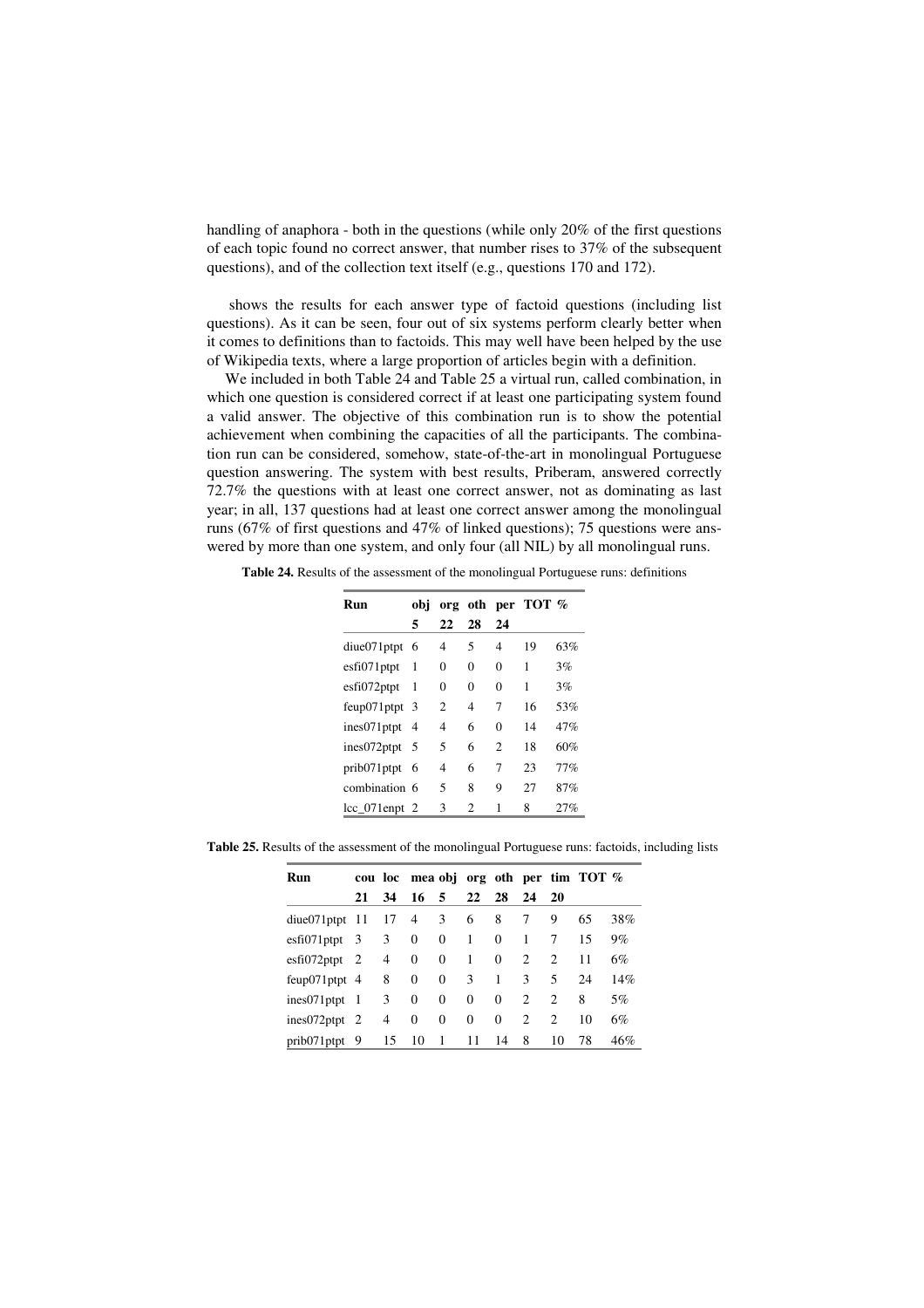handling of anaphora - both in the questions (while only 20% of the first questions of each topic found no correct answer, that number rises to 37% of the subsequent questions), and of the collection text itself (e.g., questions 170 and 172).

shows the results for each answer type of factoid questions (including list questions). As it can be seen, four out of six systems perform clearly better when it comes to definitions than to factoids. This may well have been helped by the use of Wikipedia texts, where a large proportion of articles begin with a definition.

We included in both Table 24 and Table 25 a virtual run, called combination, in which one question is considered correct if at least one participating system found a valid answer. The objective of this combination run is to show the potential achievement when combining the capacities of all the participants. The combination run can be considered, somehow, state-of-the-art in monolingual Portuguese question answering. The system with best results, Priberam, answered correctly 72.7% the questions with at least one correct answer, not as dominating as last year; in all, 137 questions had at least one correct answer among the monolingual runs (67% of first questions and 47% of linked questions); 75 questions were answered by more than one system, and only four (all NIL) by all monolingual runs.

**Table 24.** Results of the assessment of the monolingual Portuguese runs: definitions

| Run | obj | org | oth | per | TOT | % |
|---|---|---|---|---|---|---|
| | 5 | 22 | 28 | 24 | | |
| diue071ptpt | 6 | 4 | 5 | 4 | 19 | 63% |
| esfi071ptpt | 1 | 0 | 0 | 0 | 1 | 3% |
| esfi072ptpt | 1 | 0 | 0 | 0 | 1 | 3% |
| feup071ptpt | 3 | 2 | 4 | 7 | 16 | 53% |
| ines071ptpt | 4 | 4 | 6 | 0 | 14 | 47% |
| ines072ptpt | 5 | 5 | 6 | 2 | 18 | 60% |
| prib071ptpt | 6 | 4 | 6 | 7 | 23 | 77% |
| combination | 6 | 5 | 8 | 9 | 27 | 87% |
| lcc_071enpt | 2 | 3 | 2 | 1 | 8 | 27% |

**Table 25.** Results of the assessment of the monolingual Portuguese runs: factoids, including lists

| Run | cou | loc | mea | obj | org | oth | per | tim | TOT | % |
|---|---|---|---|---|---|---|---|---|---|---|
| | 21 | 34 | 16 | 5 | 22 | 28 | 24 | 20 | | |
| diue071ptpt | 11 | 17 | 4 | 3 | 6 | 8 | 7 | 9 | 65 | 38% |
| esfi071ptpt | 3 | 3 | 0 | 0 | 1 | 0 | 1 | 7 | 15 | 9% |
| esfi072ptpt | 2 | 4 | 0 | 0 | 1 | 0 | 2 | 2 | 11 | 6% |
| feup071ptpt | 4 | 8 | 0 | 0 | 3 | 1 | 3 | 5 | 24 | 14% |
| ines071ptpt | 1 | 3 | 0 | 0 | 0 | 0 | 2 | 2 | 8 | 5% |
| ines072ptpt | 2 | 4 | 0 | 0 | 0 | 0 | 2 | 2 | 10 | 6% |
| prib071ptpt | 9 | 15 | 10 | 1 | 11 | 14 | 8 | 10 | 78 | 46% |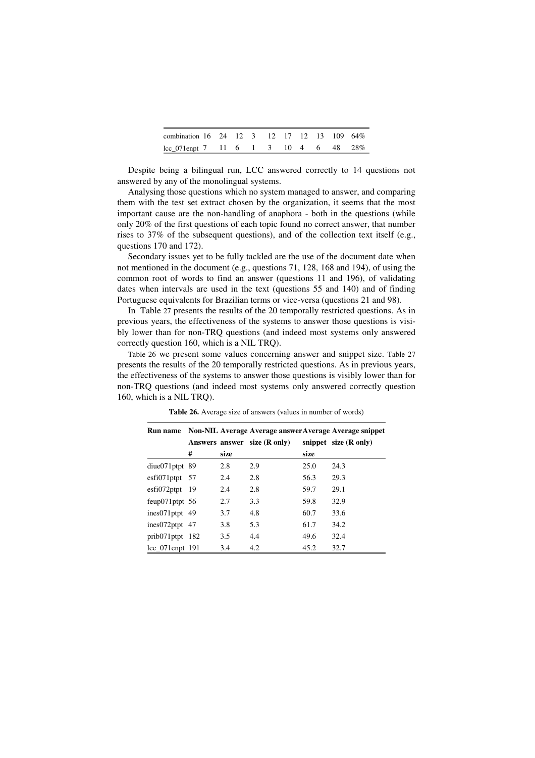| combination | 16 | 24 | 12 | 3 | 12 | 17 | 12 | 13 | 109 | 64% |
|---|---|---|---|---|---|---|---|---|---|---|
| lcc_071enpt | 7 | 11 | 6 | 1 | 3 | 10 | 4 | 6 | 48 | 28% |

Despite being a bilingual run, LCC answered correctly to 14 questions not answered by any of the monolingual systems.

Analysing those questions which no system managed to answer, and comparing them with the test set extract chosen by the organization, it seems that the most important cause are the non-handling of anaphora - both in the questions (while only 20% of the first questions of each topic found no correct answer, that number rises to 37% of the subsequent questions), and of the collection text itself (e.g., questions 170 and 172).

Secondary issues yet to be fully tackled are the use of the document date when not mentioned in the document (e.g., questions 71, 128, 168 and 194), of using the common root of words to find an answer (questions 11 and 196), of validating dates when intervals are used in the text (questions 55 and 140) and of finding Portuguese equivalents for Brazilian terms or vice-versa (questions 21 and 98).

In Table 27 presents the results of the 20 temporally restricted questions. As in previous years, the effectiveness of the systems to answer those questions is visibly lower than for non-TRQ questions (and indeed most systems only answered correctly question 160, which is a NIL TRQ).

Table 26 we present some values concerning answer and snippet size. Table 27 presents the results of the 20 temporally restricted questions. As in previous years, the effectiveness of the systems to answer those questions is visibly lower than for non-TRQ questions (and indeed most systems only answered correctly question 160, which is a NIL TRQ).

**Table 26.** Average size of answers (values in number of words)

| Run name | Non-NIL Answers # | Average answer size | Average answer size (R only) | Average snippet size | Average snippet size (R only) |
|---|---|---|---|---|---|
| diue071ptpt | 89 | 2.8 | 2.9 | 25.0 | 24.3 |
| esfi071ptpt | 57 | 2.4 | 2.8 | 56.3 | 29.3 |
| esfi072ptpt | 19 | 2.4 | 2.8 | 59.7 | 29.1 |
| feup071ptpt | 56 | 2.7 | 3.3 | 59.8 | 32.9 |
| ines071ptpt | 49 | 3.7 | 4.8 | 60.7 | 33.6 |
| ines072ptpt | 47 | 3.8 | 5.3 | 61.7 | 34.2 |
| prib071ptpt | 182 | 3.5 | 4.4 | 49.6 | 32.4 |
| lcc_071enpt | 191 | 3.4 | 4.2 | 45.2 | 32.7 |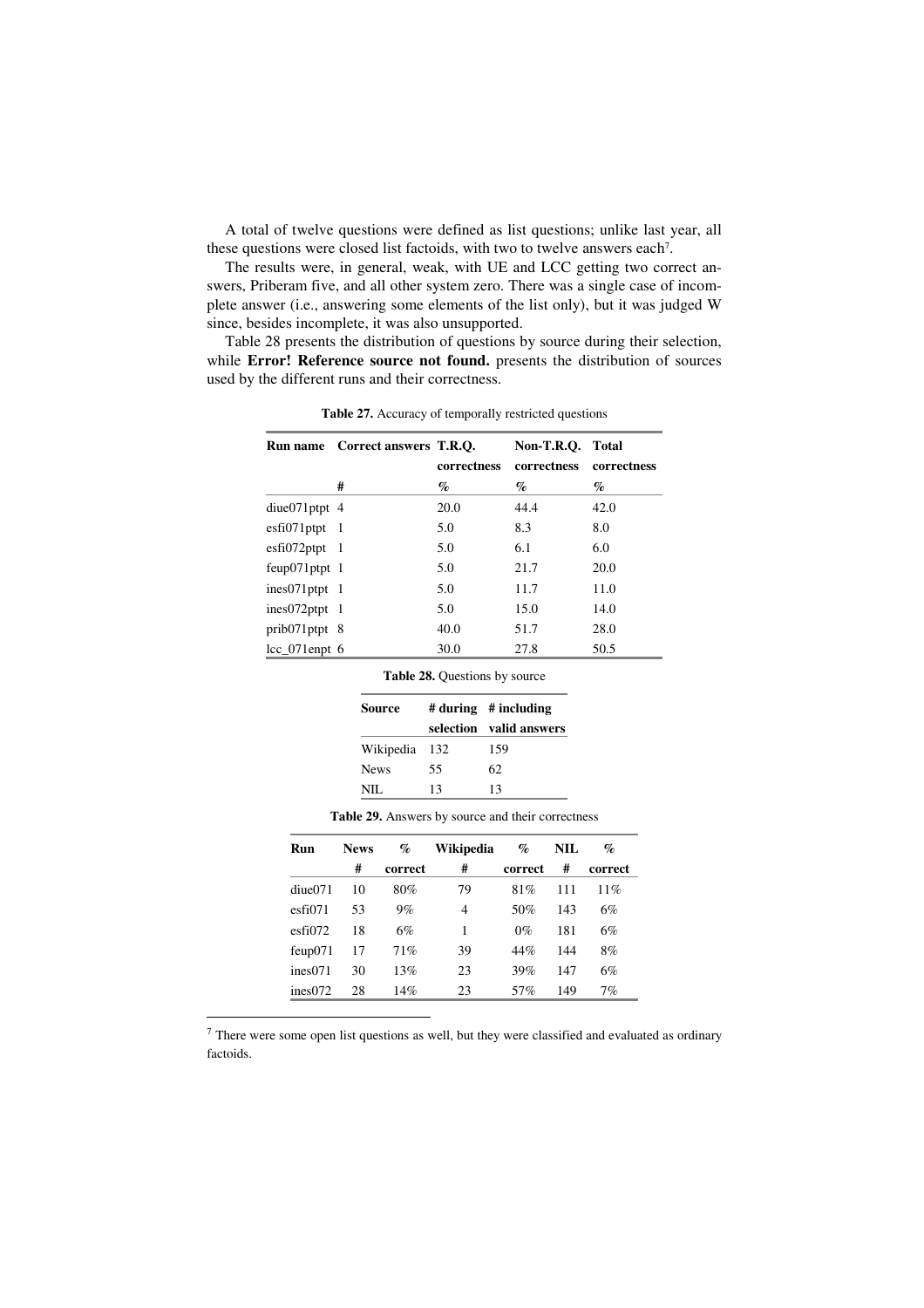A total of twelve questions were defined as list questions; unlike last year, all these questions were closed list factoids, with two to twelve answers each[7].

The results were, in general, weak, with UE and LCC getting two correct answers, Priberam five, and all other system zero. There was a single case of incomplete answer (i.e., answering some elements of the list only), but it was judged W since, besides incomplete, it was also unsupported.

Table 28 presents the distribution of questions by source during their selection, while **Error! Reference source not found.** presents the distribution of sources used by the different runs and their correctness.

**Table 27.** Accuracy of temporally restricted questions

| Run name | Correct answers | T.R.Q. correctness | Non-T.R.Q. correctness | Total correctness |
|---|---|---|---|---|
| | # | % | % | % |
| diue071ptpt | 4 | 20.0 | 44.4 | 42.0 |
| esfi071ptpt | 1 | 5.0 | 8.3 | 8.0 |
| esfi072ptpt | 1 | 5.0 | 6.1 | 6.0 |
| feup071ptpt | 1 | 5.0 | 21.7 | 20.0 |
| ines071ptpt | 1 | 5.0 | 11.7 | 11.0 |
| ines072ptpt | 1 | 5.0 | 15.0 | 14.0 |
| prib071ptpt | 8 | 40.0 | 51.7 | 28.0 |
| lcc_071enpt | 6 | 30.0 | 27.8 | 50.5 |

**Table 28.** Questions by source

| Source | # during selection | # including valid answers |
|---|---|---|
| Wikipedia | 132 | 159 |
| News | 55 | 62 |
| NIL | 13 | 13 |

**Table 29.** Answers by source and their correctness

| Run | News # | % correct | Wikipedia # | % correct | NIL # | % correct |
|---|---|---|---|---|---|---|
| diue071 | 10 | 80% | 79 | 81% | 111 | 11% |
| esfi071 | 53 | 9% | 4 | 50% | 143 | 6% |
| esfi072 | 18 | 6% | 1 | 0% | 181 | 6% |
| feup071 | 17 | 71% | 39 | 44% | 144 | 8% |
| ines071 | 30 | 13% | 23 | 39% | 147 | 6% |
| ines072 | 28 | 14% | 23 | 57% | 149 | 7% |

[7] There were some open list questions as well, but they were classified and evaluated as ordinary factoids.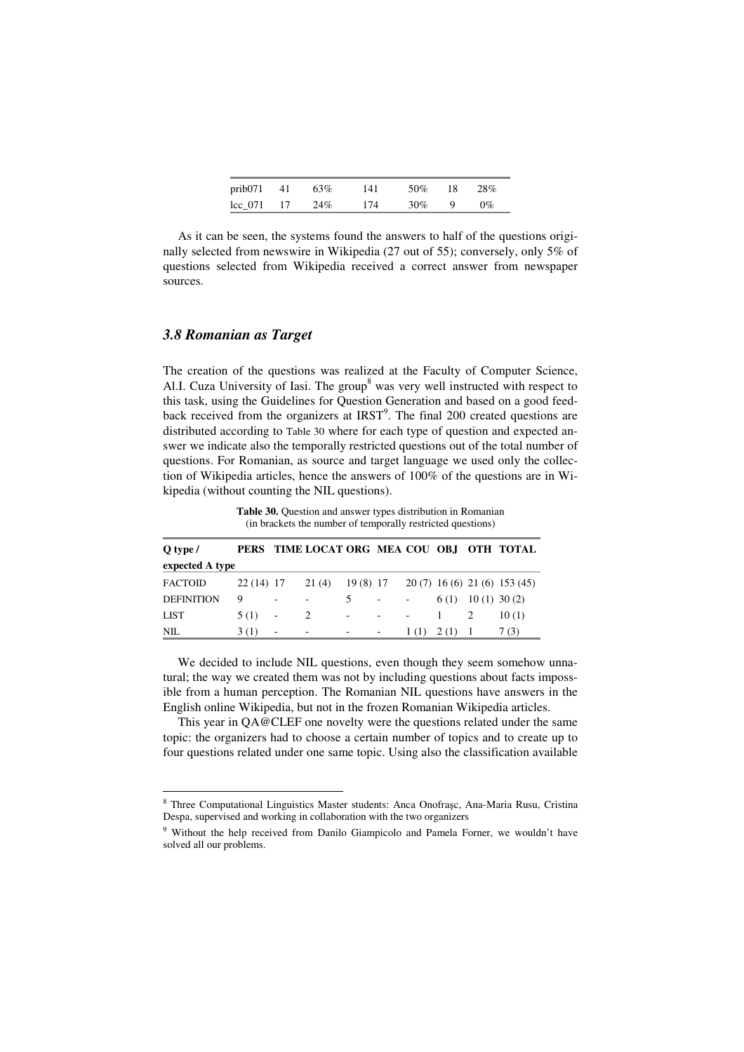| prib071 | 41 | 63% | 141 | 50% | 18 | 28% |
|---|---|---|---|---|---|---|
| lcc_071 | 17 | 24% | 174 | 30% | 9 | 0% |

As it can be seen, the systems found the answers to half of the questions originally selected from newswire in Wikipedia (27 out of 55); conversely, only 5% of questions selected from Wikipedia received a correct answer from newspaper sources.

### *3.8 Romanian as Target*

The creation of the questions was realized at the Faculty of Computer Science, Al.I. Cuza University of Iasi. The group[8] was very well instructed with respect to this task, using the Guidelines for Question Generation and based on a good feedback received from the organizers at IRST[9]. The final 200 created questions are distributed according to Table 30 where for each type of question and expected answer we indicate also the temporally restricted questions out of the total number of questions. For Romanian, as source and target language we used only the collection of Wikipedia articles, hence the answers of 100% of the questions are in Wikipedia (without counting the NIL questions).

**Table 30.** Question and answer types distribution in Romanian (in brackets the number of temporally restricted questions)

| Q type / expected A type | PERS | TIME | LOCAT | ORG | MEA | COU | OBJ | OTH | TOTAL |
|---|---|---|---|---|---|---|---|---|---|
| FACTOID | 22 (14) | 17 | 21 (4) | 19 (8) | 17 | 20 (7) | 16 (6) | 21 (6) | 153 (45) |
| DEFINITION | 9 | - | - | 5 | - | - | 6 (1) | 10 (1) | 30 (2) |
| LIST | 5 (1) | - | 2 | - | - | - | 1 | 2 | 10 (1) |
| NIL | 3 (1) | - | - | - | - | 1 (1) | 2 (1) | 1 | 7 (3) |

We decided to include NIL questions, even though they seem somehow unnatural; the way we created them was not by including questions about facts impossible from a human perception. The Romanian NIL questions have answers in the English online Wikipedia, but not in the frozen Romanian Wikipedia articles.

This year in QA@CLEF one novelty were the questions related under the same topic: the organizers had to choose a certain number of topics and to create up to four questions related under one same topic. Using also the classification available

[8] Three Computational Linguistics Master students: Anca Onofraşc, Ana-Maria Rusu, Cristina Despa, supervised and working in collaboration with the two organizers

[9] Without the help received from Danilo Giampicolo and Pamela Forner, we wouldn't have solved all our problems.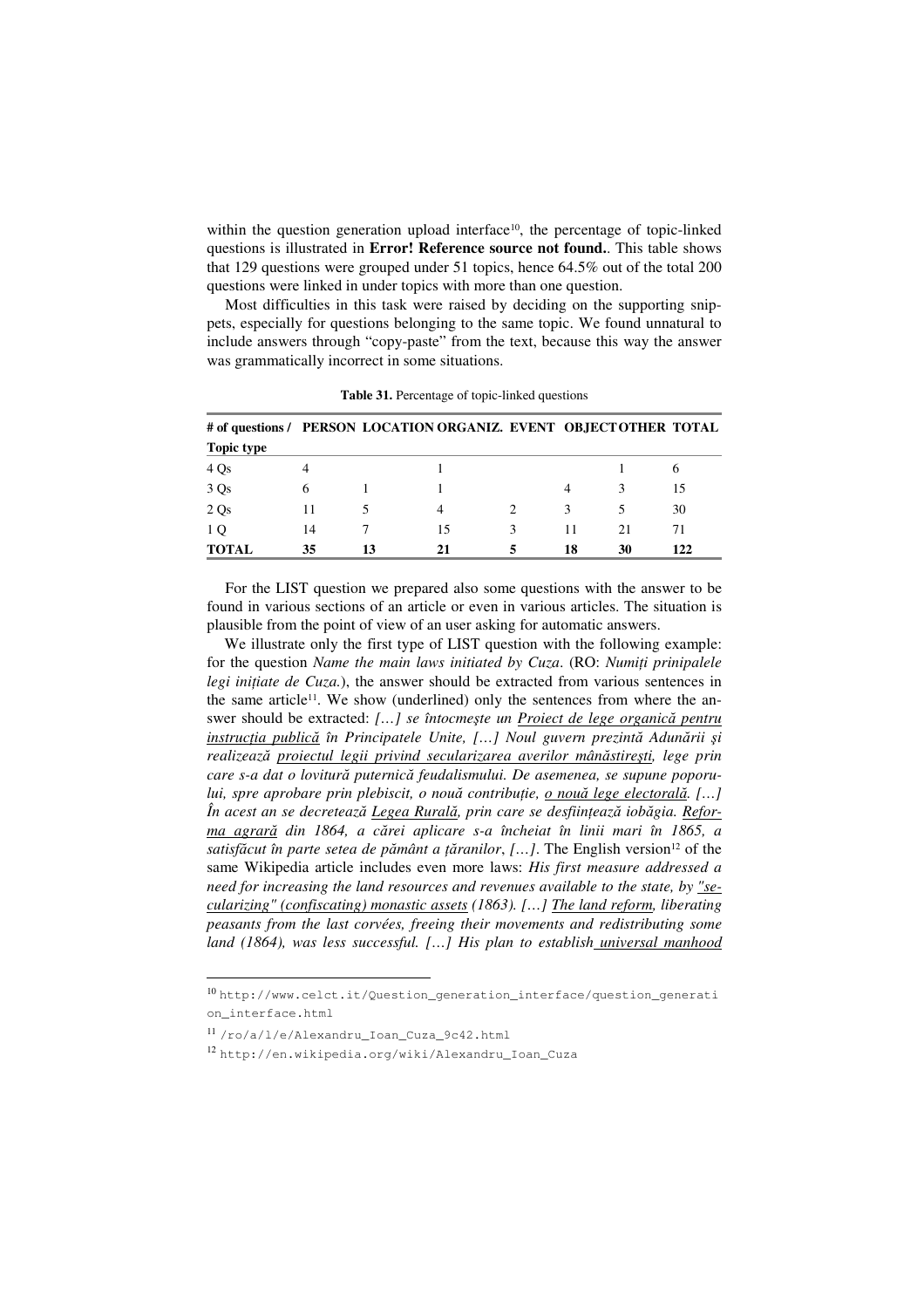within the question generation upload interface[10], the percentage of topic-linked questions is illustrated in **Error! Reference source not found.**. This table shows that 129 questions were grouped under 51 topics, hence 64.5% out of the total 200 questions were linked in under topics with more than one question.

Most difficulties in this task were raised by deciding on the supporting snippets, especially for questions belonging to the same topic. We found unnatural to include answers through "copy-paste" from the text, because this way the answer was grammatically incorrect in some situations.

**Table 31.** Percentage of topic-linked questions

| # of questions / Topic type | PERSON | LOCATION | ORGANIZ. | EVENT | OBJECT | OTHER | TOTAL |
|---|---|---|---|---|---|---|---|
| 4 Qs | 4 | | 1 | | | 1 | 6 |
| 3 Qs | 6 | 1 | 1 | | 4 | 3 | 15 |
| 2 Qs | 11 | 5 | 4 | 2 | 3 | 5 | 30 |
| 1 Q | 14 | 7 | 15 | 3 | 11 | 21 | 71 |
| **TOTAL** | **35** | **13** | **21** | **5** | **18** | **30** | **122** |

For the LIST question we prepared also some questions with the answer to be found in various sections of an article or even in various articles. The situation is plausible from the point of view of an user asking for automatic answers.

We illustrate only the first type of LIST question with the following example: for the question *Name the main laws initiated by Cuza*. (RO: *Numiți prinipalele legi inițiate de Cuza.*), the answer should be extracted from various sentences in the same article[11]. We show (underlined) only the sentences from where the answer should be extracted: *[…] se întocmește un Proiect de lege organică pentru instrucția publică în Principatele Unite, […] Noul guvern prezintă Adunării şi realizează proiectul legii privind secularizarea averilor mânăstireşti, lege prin care s-a dat o lovitură puternică feudalismului. De asemenea, se supune poporului, spre aprobare prin plebiscit, o nouă contribuție, o nouă lege electorală. […] În acest an se decretează Legea Rurală, prin care se desființează iobăgia. Reforma agrară din 1864, a cărei aplicare s-a încheiat în linii mari în 1865, a satisfăcut în parte setea de pământ a țăranilor*, *[…]*. The English version[12] of the same Wikipedia article includes even more laws: *His first measure addressed a need for increasing the land resources and revenues available to the state, by "secularizing" (confiscating) monastic assets (1863). […] The land reform, liberating peasants from the last corvées, freeing their movements and redistributing some land (1864), was less successful. […] His plan to establish universal manhood*

[10] http://www.celct.it/Question_generation_interface/question_generation_interface.html

[11] /ro/a/l/e/Alexandru_Ioan_Cuza_9c42.html

[12] http://en.wikipedia.org/wiki/Alexandru_Ioan_Cuza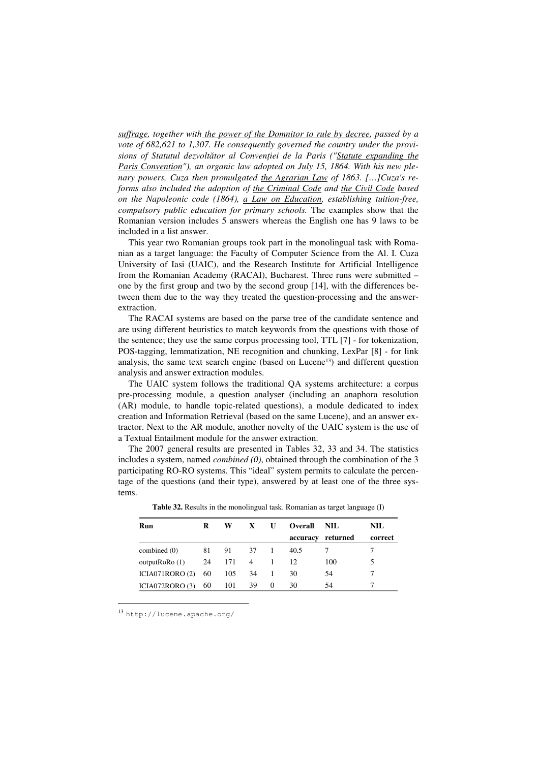*suffrage, together with the power of the Domnitor to rule by decree, passed by a vote of 682,621 to 1,307. He consequently governed the country under the provisions of Statutul dezvoltător al Convenției de la Paris ("Statute expanding the Paris Convention"), an organic law adopted on July 15, 1864. With his new plenary powers, Cuza then promulgated the Agrarian Law of 1863. […]Cuza's reforms also included the adoption of the Criminal Code and the Civil Code based on the Napoleonic code (1864), a Law on Education, establishing tuition-free, compulsory public education for primary schools.* The examples show that the Romanian version includes 5 answers whereas the English one has 9 laws to be included in a list answer.

This year two Romanian groups took part in the monolingual task with Romanian as a target language: the Faculty of Computer Science from the Al. I. Cuza University of Iasi (UAIC), and the Research Institute for Artificial Intelligence from the Romanian Academy (RACAI), Bucharest. Three runs were submitted – one by the first group and two by the second group [14], with the differences between them due to the way they treated the question-processing and the answer-extraction.

The RACAI systems are based on the parse tree of the candidate sentence and are using different heuristics to match keywords from the questions with those of the sentence; they use the same corpus processing tool, TTL [7] - for tokenization, POS-tagging, lemmatization, NE recognition and chunking, LexPar [8] - for link analysis, the same text search engine (based on Lucene[13]) and different question analysis and answer extraction modules.

The UAIC system follows the traditional QA systems architecture: a corpus pre-processing module, a question analyser (including an anaphora resolution (AR) module, to handle topic-related questions), a module dedicated to index creation and Information Retrieval (based on the same Lucene), and an answer extractor. Next to the AR module, another novelty of the UAIC system is the use of a Textual Entailment module for the answer extraction.

The 2007 general results are presented in Tables 32, 33 and 34. The statistics includes a system, named *combined (0)*, obtained through the combination of the 3 participating RO-RO systems. This "ideal" system permits to calculate the percentage of the questions (and their type), answered by at least one of the three systems.

**Table 32.** Results in the monolingual task. Romanian as target language (I)

| Run | R | W | X | U | Overall accuracy | NIL returned | NIL correct |
|---|---|---|---|---|---|---|---|
| combined (0) | 81 | 91 | 37 | 1 | 40.5 | 7 | 7 |
| outputRoRo (1) | 24 | 171 | 4 | 1 | 12 | 100 | 5 |
| ICIA071RORO (2) | 60 | 105 | 34 | 1 | 30 | 54 | 7 |
| ICIA072RORO (3) | 60 | 101 | 39 | 0 | 30 | 54 | 7 |

[13] http://lucene.apache.org/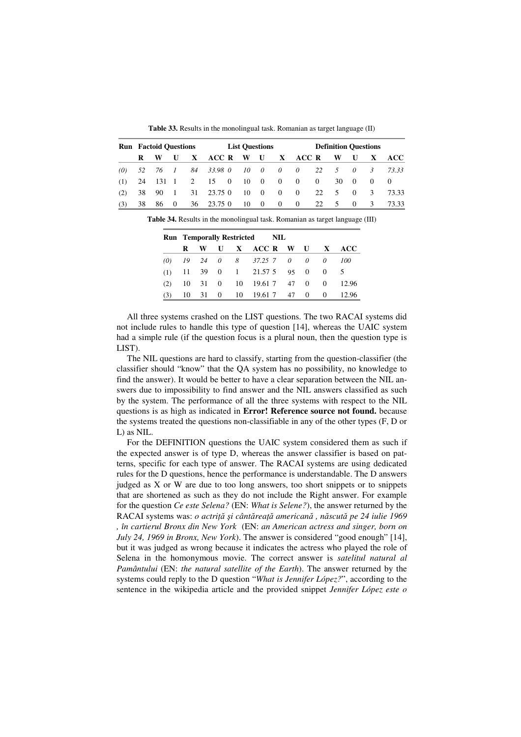**Table 33.** Results in the monolingual task. Romanian as target language (II)

| Run | Factoid Questions | | | | | List Questions | | | | | Definition Questions | | | | |
|---|---|---|---|---|---|---|---|---|---|---|---|---|---|---|---|
| | R | W | U | X | ACC | R | W | U | X | ACC | R | W | U | X | ACC |
| *(0)* | *52* | *76* | *1* | *84* | *33.98* | *0* | *10* | *0* | *0* | *0* | *22* | *5* | *0* | *3* | *73.33* |
| (1) | 24 | 131 | 1 | 2 | 15 | 0 | 10 | 0 | 0 | 0 | 0 | 30 | 0 | 0 | 0 |
| (2) | 38 | 90 | 1 | 31 | 23.75 | 0 | 10 | 0 | 0 | 0 | 22 | 5 | 0 | 3 | 73.33 |
| (3) | 38 | 86 | 0 | 36 | 23.75 | 0 | 10 | 0 | 0 | 0 | 22 | 5 | 0 | 3 | 73.33 |

**Table 34.** Results in the monolingual task. Romanian as target language (III)

| Run | Temporally Restricted | | | | | NIL | | | | |
|---|---|---|---|---|---|---|---|---|---|---|
| | R | W | U | X | ACC | R | W | U | X | ACC |
| *(0)* | *19* | *24* | *0* | *8* | *37.25* | *7* | *0* | *0* | *0* | *100* |
| (1) | 11 | 39 | 0 | 1 | 21.57 | 5 | 95 | 0 | 0 | 5 |
| (2) | 10 | 31 | 0 | 10 | 19.61 | 7 | 47 | 0 | 0 | 12.96 |
| (3) | 10 | 31 | 0 | 10 | 19.61 | 7 | 47 | 0 | 0 | 12.96 |

All three systems crashed on the LIST questions. The two RACAI systems did not include rules to handle this type of question [14], whereas the UAIC system had a simple rule (if the question focus is a plural noun, then the question type is LIST).

The NIL questions are hard to classify, starting from the question-classifier (the classifier should "know" that the QA system has no possibility, no knowledge to find the answer). It would be better to have a clear separation between the NIL answers due to impossibility to find answer and the NIL answers classified as such by the system. The performance of all the three systems with respect to the NIL questions is as high as indicated in **Error! Reference source not found.** because the systems treated the questions non-classifiable in any of the other types (F, D or L) as NIL.

For the DEFINITION questions the UAIC system considered them as such if the expected answer is of type D, whereas the answer classifier is based on patterns, specific for each type of answer. The RACAI systems are using dedicated rules for the D questions, hence the performance is understandable. The D answers judged as X or W are due to too long answers, too short snippets or to snippets that are shortened as such as they do not include the Right answer. For example for the question *Ce este Selena?* (EN: *What is Selene?*), the answer returned by the RACAI systems was: *o actriță și cântăreață americană , născută pe 24 iulie 1969 , în cartierul Bronx din New York* (EN: *an American actress and singer, born on July 24, 1969 in Bronx, New York*). The answer is considered "good enough" [14], but it was judged as wrong because it indicates the actress who played the role of Selena in the homonymous movie. The correct answer is *satelitul natural al Pamântului* (EN: *the natural satellite of the Earth*). The answer returned by the systems could reply to the D question "*What is Jennifer López?*", according to the sentence in the wikipedia article and the provided snippet *Jennifer López este o*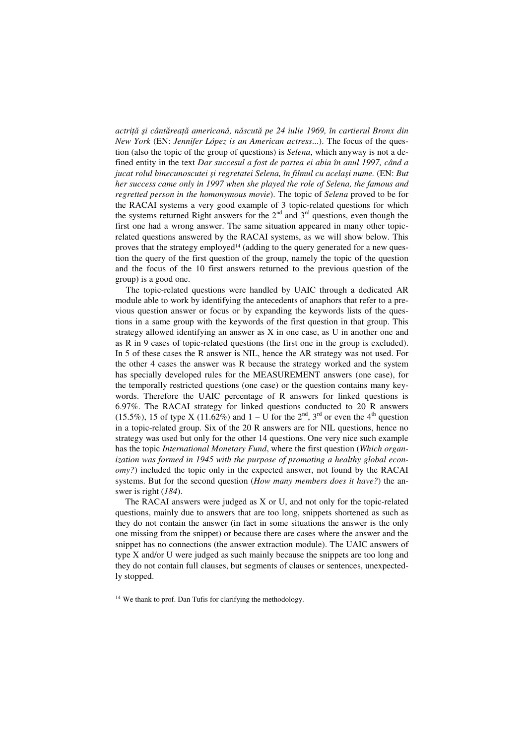*actriță și cântăreață americană, născută pe 24 iulie 1969, în cartierul Bronx din New York* (EN: *Jennifer López is an American actress...*). The focus of the question (also the topic of the group of questions) is *Selena*, which anyway is not a defined entity in the text *Dar succesul a fost de partea ei abia în anul 1997, când a jucat rolul binecunoscutei și regretatei Selena, în filmul cu același nume.* (EN: *But her success came only in 1997 when she played the role of Selena, the famous and regretted person in the homonymous movie*). The topic of *Selena* proved to be for the RACAI systems a very good example of 3 topic-related questions for which the systems returned Right answers for the 2nd and 3rd questions, even though the first one had a wrong answer. The same situation appeared in many other topic-related questions answered by the RACAI systems, as we will show below. This proves that the strategy employed[14] (adding to the query generated for a new question the query of the first question of the group, namely the topic of the question and the focus of the 10 first answers returned to the previous question of the group) is a good one.

The topic-related questions were handled by UAIC through a dedicated AR module able to work by identifying the antecedents of anaphors that refer to a previous question answer or focus or by expanding the keywords lists of the questions in a same group with the keywords of the first question in that group. This strategy allowed identifying an answer as X in one case, as U in another one and as R in 9 cases of topic-related questions (the first one in the group is excluded). In 5 of these cases the R answer is NIL, hence the AR strategy was not used. For the other 4 cases the answer was R because the strategy worked and the system has specially developed rules for the MEASUREMENT answers (one case), for the temporally restricted questions (one case) or the question contains many keywords. Therefore the UAIC percentage of R answers for linked questions is 6.97%. The RACAI strategy for linked questions conducted to 20 R answers (15.5%), 15 of type X (11.62%) and 1 – U for the 2nd, 3rd or even the 4th question in a topic-related group. Six of the 20 R answers are for NIL questions, hence no strategy was used but only for the other 14 questions. One very nice such example has the topic *International Monetary Fund*, where the first question (*Which organization was formed in 1945 with the purpose of promoting a healthy global economy?*) included the topic only in the expected answer, not found by the RACAI systems. But for the second question (*How many members does it have?*) the answer is right (*184*).

The RACAI answers were judged as X or U, and not only for the topic-related questions, mainly due to answers that are too long, snippets shortened as such as they do not contain the answer (in fact in some situations the answer is the only one missing from the snippet) or because there are cases where the answer and the snippet has no connections (the answer extraction module). The UAIC answers of type X and/or U were judged as such mainly because the snippets are too long and they do not contain full clauses, but segments of clauses or sentences, unexpectedly stopped.

---

[14] We thank to prof. Dan Tufis for clarifying the methodology.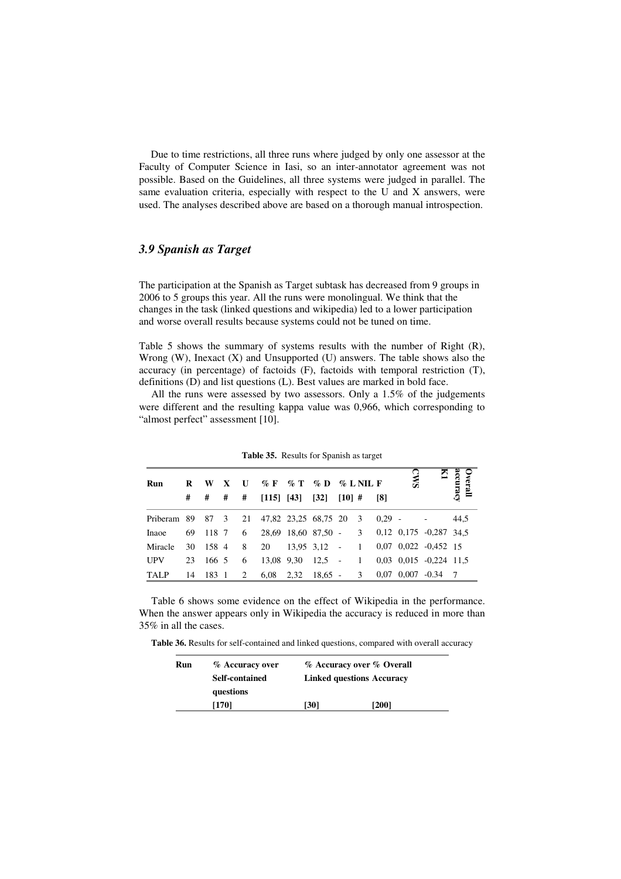Due to time restrictions, all three runs where judged by only one assessor at the Faculty of Computer Science in Iasi, so an inter-annotator agreement was not possible. Based on the Guidelines, all three systems were judged in parallel. The same evaluation criteria, especially with respect to the U and X answers, were used. The analyses described above are based on a thorough manual introspection.

### *3.9 Spanish as Target*

The participation at the Spanish as Target subtask has decreased from 9 groups in 2006 to 5 groups this year. All the runs were monolingual. We think that the changes in the task (linked questions and wikipedia) led to a lower participation and worse overall results because systems could not be tuned on time.

Table 5 shows the summary of systems results with the number of Right (R), Wrong (W), Inexact (X) and Unsupported (U) answers. The table shows also the accuracy (in percentage) of factoids (F), factoids with temporal restriction (T), definitions (D) and list questions (L). Best values are marked in bold face.

All the runs were assessed by two assessors. Only a 1.5% of the judgements were different and the resulting kappa value was 0,966, which corresponding to "almost perfect" assessment [10].

**Table 35.** Results for Spanish as target

| Run | R # | W # | X # | U # | % F [115] | % T [43] | % D [32] | % L [10] | NIL # | F [8] | CWS | K1 | Overall accuracy |
|---|---|---|---|---|---|---|---|---|---|---|---|---|---|
| Priberam | 89 | 87 | 3 | 21 | 47,82 | 23,25 | 68,75 | 20 | 3 | 0,29 | - | - | 44,5 |
| Inaoe | 69 | 118 | 7 | 6 | 28,69 | 18,60 | 87,50 | - | 3 | 0,12 | 0,175 | -0,287 | 34,5 |
| Miracle | 30 | 158 | 4 | 8 | 20 | 13,95 | 3,12 | - | 1 | 0,07 | 0,022 | -0,452 | 15 |
| UPV | 23 | 166 | 5 | 6 | 13,08 | 9,30 | 12,5 | - | 1 | 0,03 | 0,015 | -0,224 | 11,5 |
| TALP | 14 | 183 | 1 | 2 | 6,08 | 2,32 | 18,65 | - | 3 | 0,07 | 0,007 | -0.34 | 7 |

Table 6 shows some evidence on the effect of Wikipedia in the performance. When the answer appears only in Wikipedia the accuracy is reduced in more than 35% in all the cases.

**Table 36.** Results for self-contained and linked questions, compared with overall accuracy

| Run | % Accuracy over Self-contained questions [170] | % Accuracy over Linked questions [30] | % Overall Accuracy [200] |
|---|---|---|---|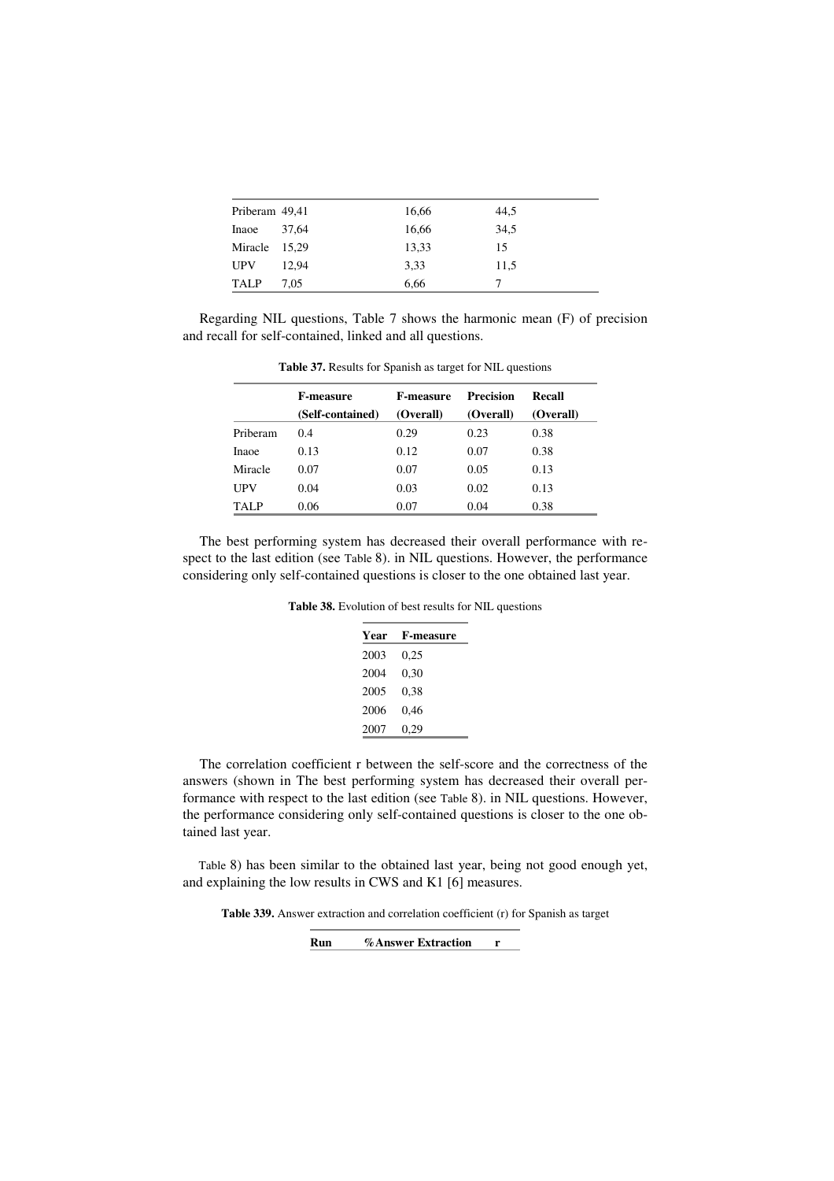| Priberam | 49,41 | 16,66 | 44,5 |
|---|---|---|---|
| Inaoe | 37,64 | 16,66 | 34,5 |
| Miracle | 15,29 | 13,33 | 15 |
| UPV | 12,94 | 3,33 | 11,5 |
| TALP | 7,05 | 6,66 | 7 |

Regarding NIL questions, Table 7 shows the harmonic mean (F) of precision and recall for self-contained, linked and all questions.

**Table 37.** Results for Spanish as target for NIL questions

| | F-measure (Self-contained) | F-measure (Overall) | Precision (Overall) | Recall (Overall) |
|---|---|---|---|---|
| Priberam | 0.4 | 0.29 | 0.23 | 0.38 |
| Inaoe | 0.13 | 0.12 | 0.07 | 0.38 |
| Miracle | 0.07 | 0.07 | 0.05 | 0.13 |
| UPV | 0.04 | 0.03 | 0.02 | 0.13 |
| TALP | 0.06 | 0.07 | 0.04 | 0.38 |

The best performing system has decreased their overall performance with respect to the last edition (see Table 8). in NIL questions. However, the performance considering only self-contained questions is closer to the one obtained last year.

**Table 38.** Evolution of best results for NIL questions

| Year | F-measure |
|---|---|
| 2003 | 0,25 |
| 2004 | 0,30 |
| 2005 | 0,38 |
| 2006 | 0,46 |
| 2007 | 0,29 |

The correlation coefficient r between the self-score and the correctness of the answers (shown in The best performing system has decreased their overall performance with respect to the last edition (see Table 8). in NIL questions. However, the performance considering only self-contained questions is closer to the one obtained last year.

Table 8) has been similar to the obtained last year, being not good enough yet, and explaining the low results in CWS and K1 [6] measures.

**Table 339.** Answer extraction and correlation coefficient (r) for Spanish as target

| Run | %Answer Extraction | r |
|---|---|---|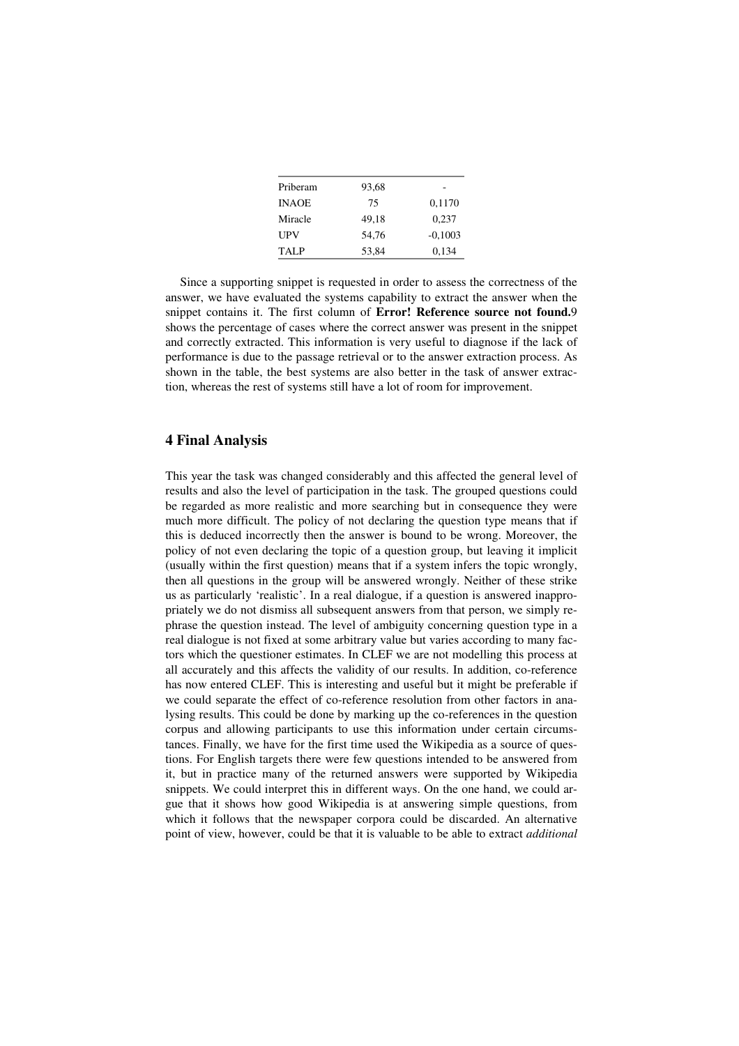| | | |
|---|---|---|
| Priberam | 93,68 | - |
| INAOE | 75 | 0,1170 |
| Miracle | 49,18 | 0,237 |
| UPV | 54,76 | -0,1003 |
| TALP | 53,84 | 0,134 |

Since a supporting snippet is requested in order to assess the correctness of the answer, we have evaluated the systems capability to extract the answer when the snippet contains it. The first column of **Error! Reference source not found.**9 shows the percentage of cases where the correct answer was present in the snippet and correctly extracted. This information is very useful to diagnose if the lack of performance is due to the passage retrieval or to the answer extraction process. As shown in the table, the best systems are also better in the task of answer extraction, whereas the rest of systems still have a lot of room for improvement.

## 4 Final Analysis

This year the task was changed considerably and this affected the general level of results and also the level of participation in the task. The grouped questions could be regarded as more realistic and more searching but in consequence they were much more difficult. The policy of not declaring the question type means that if this is deduced incorrectly then the answer is bound to be wrong. Moreover, the policy of not even declaring the topic of a question group, but leaving it implicit (usually within the first question) means that if a system infers the topic wrongly, then all questions in the group will be answered wrongly. Neither of these strike us as particularly 'realistic'. In a real dialogue, if a question is answered inappropriately we do not dismiss all subsequent answers from that person, we simply rephrase the question instead. The level of ambiguity concerning question type in a real dialogue is not fixed at some arbitrary value but varies according to many factors which the questioner estimates. In CLEF we are not modelling this process at all accurately and this affects the validity of our results. In addition, co-reference has now entered CLEF. This is interesting and useful but it might be preferable if we could separate the effect of co-reference resolution from other factors in analysing results. This could be done by marking up the co-references in the question corpus and allowing participants to use this information under certain circumstances. Finally, we have for the first time used the Wikipedia as a source of questions. For English targets there were few questions intended to be answered from it, but in practice many of the returned answers were supported by Wikipedia snippets. We could interpret this in different ways. On the one hand, we could argue that it shows how good Wikipedia is at answering simple questions, from which it follows that the newspaper corpora could be discarded. An alternative point of view, however, could be that it is valuable to be able to extract *additional*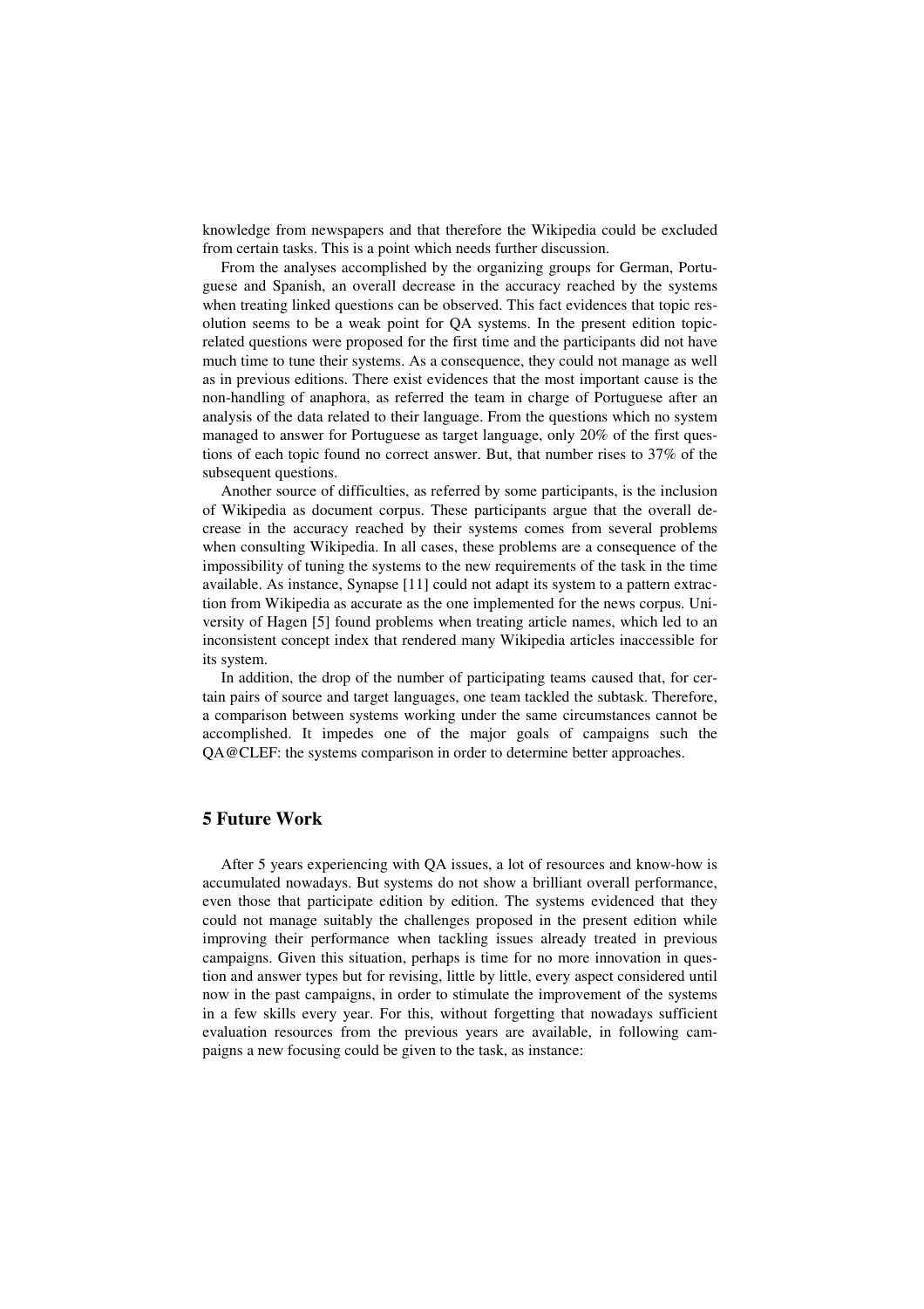knowledge from newspapers and that therefore the Wikipedia could be excluded from certain tasks. This is a point which needs further discussion.

From the analyses accomplished by the organizing groups for German, Portuguese and Spanish, an overall decrease in the accuracy reached by the systems when treating linked questions can be observed. This fact evidences that topic resolution seems to be a weak point for QA systems. In the present edition topic-related questions were proposed for the first time and the participants did not have much time to tune their systems. As a consequence, they could not manage as well as in previous editions. There exist evidences that the most important cause is the non-handling of anaphora, as referred the team in charge of Portuguese after an analysis of the data related to their language. From the questions which no system managed to answer for Portuguese as target language, only 20% of the first questions of each topic found no correct answer. But, that number rises to 37% of the subsequent questions.

Another source of difficulties, as referred by some participants, is the inclusion of Wikipedia as document corpus. These participants argue that the overall decrease in the accuracy reached by their systems comes from several problems when consulting Wikipedia. In all cases, these problems are a consequence of the impossibility of tuning the systems to the new requirements of the task in the time available. As instance, Synapse [11] could not adapt its system to a pattern extraction from Wikipedia as accurate as the one implemented for the news corpus. University of Hagen [5] found problems when treating article names, which led to an inconsistent concept index that rendered many Wikipedia articles inaccessible for its system.

In addition, the drop of the number of participating teams caused that, for certain pairs of source and target languages, one team tackled the subtask. Therefore, a comparison between systems working under the same circumstances cannot be accomplished. It impedes one of the major goals of campaigns such the QA@CLEF: the systems comparison in order to determine better approaches.

## 5 Future Work

After 5 years experiencing with QA issues, a lot of resources and know-how is accumulated nowadays. But systems do not show a brilliant overall performance, even those that participate edition by edition. The systems evidenced that they could not manage suitably the challenges proposed in the present edition while improving their performance when tackling issues already treated in previous campaigns. Given this situation, perhaps is time for no more innovation in question and answer types but for revising, little by little, every aspect considered until now in the past campaigns, in order to stimulate the improvement of the systems in a few skills every year. For this, without forgetting that nowadays sufficient evaluation resources from the previous years are available, in following campaigns a new focusing could be given to the task, as instance: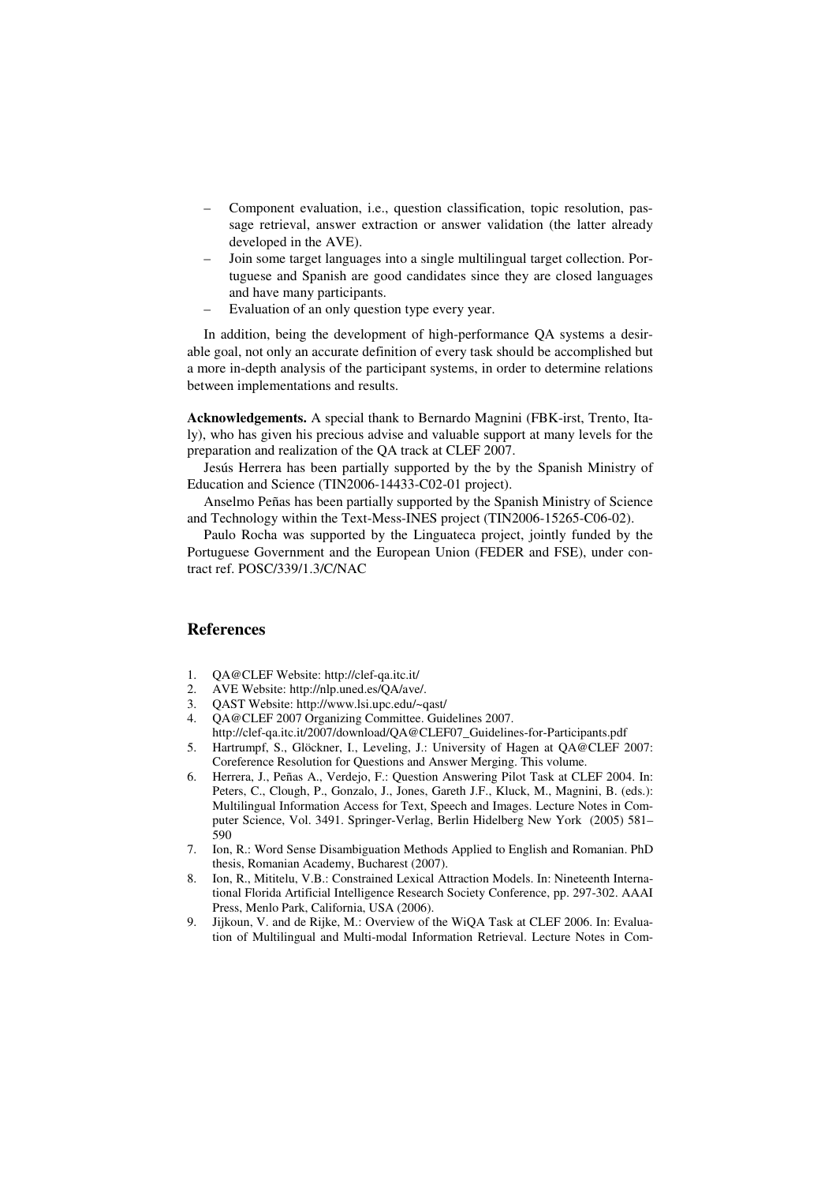- Component evaluation, i.e., question classification, topic resolution, passage retrieval, answer extraction or answer validation (the latter already developed in the AVE).
- Join some target languages into a single multilingual target collection. Portuguese and Spanish are good candidates since they are closed languages and have many participants.
- Evaluation of an only question type every year.

In addition, being the development of high-performance QA systems a desirable goal, not only an accurate definition of every task should be accomplished but a more in-depth analysis of the participant systems, in order to determine relations between implementations and results.

**Acknowledgements.** A special thank to Bernardo Magnini (FBK-irst, Trento, Italy), who has given his precious advise and valuable support at many levels for the preparation and realization of the QA track at CLEF 2007.

Jesús Herrera has been partially supported by the by the Spanish Ministry of Education and Science (TIN2006-14433-C02-01 project).

Anselmo Peñas has been partially supported by the Spanish Ministry of Science and Technology within the Text-Mess-INES project (TIN2006-15265-C06-02).

Paulo Rocha was supported by the Linguateca project, jointly funded by the Portuguese Government and the European Union (FEDER and FSE), under contract ref. POSC/339/1.3/C/NAC

## References

1. QA@CLEF Website: http://clef-qa.itc.it/
2. AVE Website: http://nlp.uned.es/QA/ave/.
3. QAST Website: http://www.lsi.upc.edu/~qast/
4. QA@CLEF 2007 Organizing Committee. Guidelines 2007. http://clef-qa.itc.it/2007/download/QA@CLEF07_Guidelines-for-Participants.pdf
5. Hartrumpf, S., Glöckner, I., Leveling, J.: University of Hagen at QA@CLEF 2007: Coreference Resolution for Questions and Answer Merging. This volume.
6. Herrera, J., Peñas A., Verdejo, F.: Question Answering Pilot Task at CLEF 2004. In: Peters, C., Clough, P., Gonzalo, J., Jones, Gareth J.F., Kluck, M., Magnini, B. (eds.): Multilingual Information Access for Text, Speech and Images. Lecture Notes in Computer Science, Vol. 3491. Springer-Verlag, Berlin Hidelberg New York (2005) 581–590
7. Ion, R.: Word Sense Disambiguation Methods Applied to English and Romanian. PhD thesis, Romanian Academy, Bucharest (2007).
8. Ion, R., Mititelu, V.B.: Constrained Lexical Attraction Models. In: Nineteenth International Florida Artificial Intelligence Research Society Conference, pp. 297-302. AAAI Press, Menlo Park, California, USA (2006).
9. Jijkoun, V. and de Rijke, M.: Overview of the WiQA Task at CLEF 2006. In: Evaluation of Multilingual and Multi-modal Information Retrieval. Lecture Notes in Com-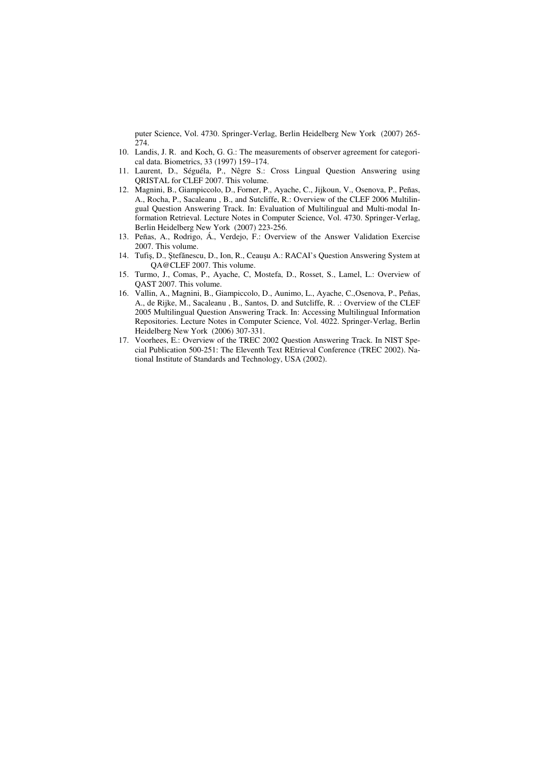puter Science, Vol. 4730. Springer-Verlag, Berlin Heidelberg New York (2007) 265-274.

10. Landis, J. R. and Koch, G. G.: The measurements of observer agreement for categorical data. Biometrics, 33 (1997) 159–174.
11. Laurent, D., Séguéla, P., Nêgre S.: Cross Lingual Question Answering using QRISTAL for CLEF 2007. This volume.
12. Magnini, B., Giampiccolo, D., Forner, P., Ayache, C., Jijkoun, V., Osenova, P., Peñas, A., Rocha, P., Sacaleanu , B., and Sutcliffe, R.: Overview of the CLEF 2006 Multilingual Question Answering Track. In: Evaluation of Multilingual and Multi-modal Information Retrieval. Lecture Notes in Computer Science, Vol. 4730. Springer-Verlag, Berlin Heidelberg New York (2007) 223-256.
13. Peñas, A., Rodrigo, Á., Verdejo, F.: Overview of the Answer Validation Exercise 2007. This volume.
14. Tufiş, D., Ştefănescu, D., Ion, R., Ceauşu A.: RACAI's Question Answering System at QA@CLEF 2007. This volume.
15. Turmo, J., Comas, P., Ayache, C, Mostefa, D., Rosset, S., Lamel, L.: Overview of QAST 2007. This volume.
16. Vallin, A., Magnini, B., Giampiccolo, D., Aunimo, L., Ayache, C.,Osenova, P., Peñas, A., de Rijke, M., Sacaleanu , B., Santos, D. and Sutcliffe, R. .: Overview of the CLEF 2005 Multilingual Question Answering Track. In: Accessing Multilingual Information Repositories. Lecture Notes in Computer Science, Vol. 4022. Springer-Verlag, Berlin Heidelberg New York (2006) 307-331.
17. Voorhees, E.: Overview of the TREC 2002 Question Answering Track. In NIST Special Publication 500-251: The Eleventh Text REtrieval Conference (TREC 2002). National Institute of Standards and Technology, USA (2002).